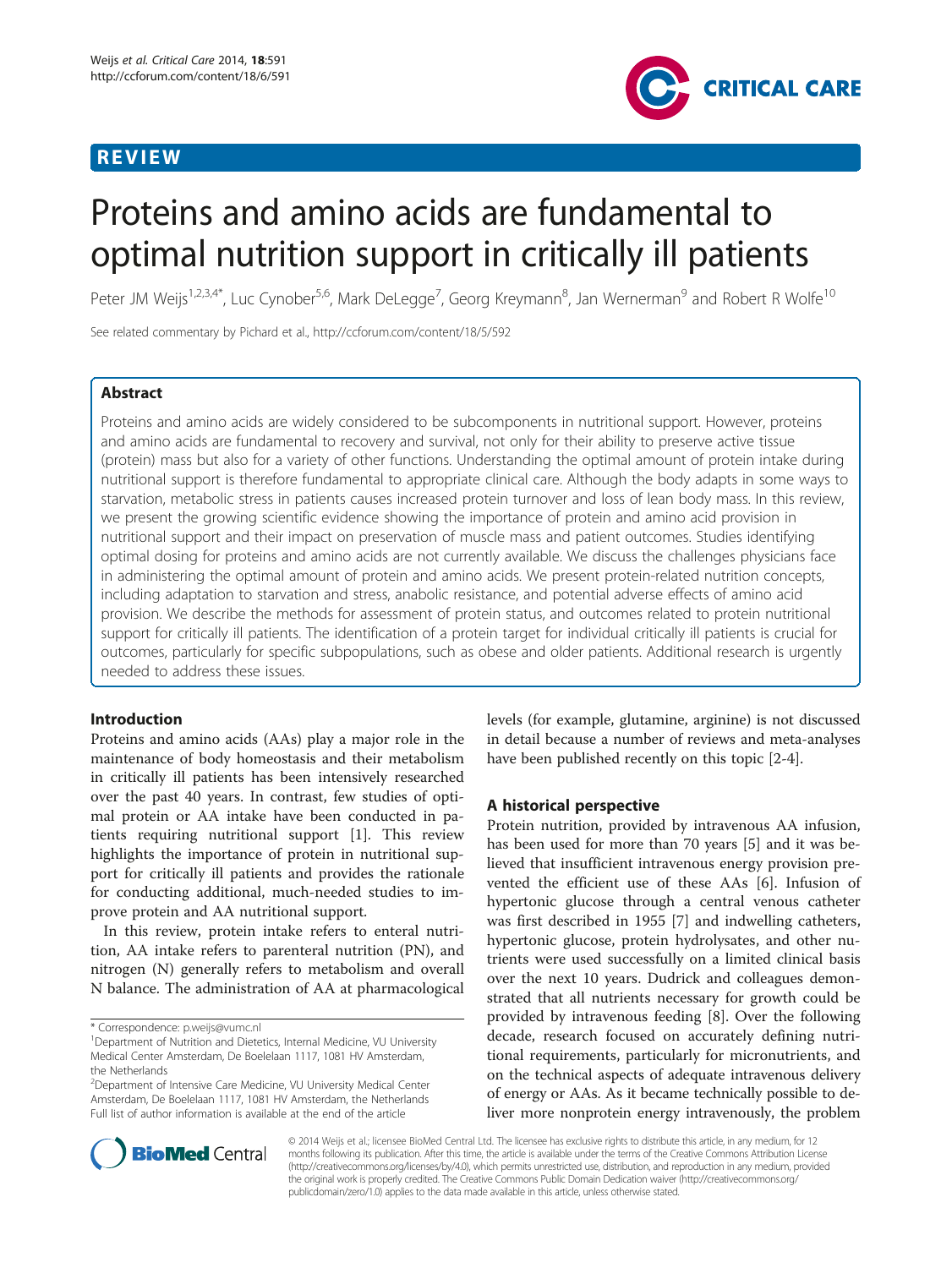REVIEW

# Proteins and amino acids are fundamental to optimal nutrition support in critically ill patients

Peter JM Weijs[1,2,3,4*], Luc Cynober[5,6], Mark DeLegge[7], Georg Kreymann[8], Jan Wernerman[9] and Robert R Wolfe[10]

See related commentary by Pichard et al., http://ccforum.com/content/18/5/592

## Abstract

Proteins and amino acids are widely considered to be subcomponents in nutritional support. However, proteins and amino acids are fundamental to recovery and survival, not only for their ability to preserve active tissue (protein) mass but also for a variety of other functions. Understanding the optimal amount of protein intake during nutritional support is therefore fundamental to appropriate clinical care. Although the body adapts in some ways to starvation, metabolic stress in patients causes increased protein turnover and loss of lean body mass. In this review, we present the growing scientific evidence showing the importance of protein and amino acid provision in nutritional support and their impact on preservation of muscle mass and patient outcomes. Studies identifying optimal dosing for proteins and amino acids are not currently available. We discuss the challenges physicians face in administering the optimal amount of protein and amino acids. We present protein-related nutrition concepts, including adaptation to starvation and stress, anabolic resistance, and potential adverse effects of amino acid provision. We describe the methods for assessment of protein status, and outcomes related to protein nutritional support for critically ill patients. The identification of a protein target for individual critically ill patients is crucial for outcomes, particularly for specific subpopulations, such as obese and older patients. Additional research is urgently needed to address these issues.

## Introduction

Proteins and amino acids (AAs) play a major role in the maintenance of body homeostasis and their metabolism in critically ill patients has been intensively researched over the past 40 years. In contrast, few studies of optimal protein or AA intake have been conducted in patients requiring nutritional support [1]. This review highlights the importance of protein in nutritional support for critically ill patients and provides the rationale for conducting additional, much-needed studies to improve protein and AA nutritional support.

In this review, protein intake refers to enteral nutrition, AA intake refers to parenteral nutrition (PN), and nitrogen (N) generally refers to metabolism and overall N balance. The administration of AA at pharmacological levels (for example, glutamine, arginine) is not discussed in detail because a number of reviews and meta-analyses have been published recently on this topic [2-4].

## A historical perspective

Protein nutrition, provided by intravenous AA infusion, has been used for more than 70 years [5] and it was believed that insufficient intravenous energy provision prevented the efficient use of these AAs [6]. Infusion of hypertonic glucose through a central venous catheter was first described in 1955 [7] and indwelling catheters, hypertonic glucose, protein hydrolysates, and other nutrients were used successfully on a limited clinical basis over the next 10 years. Dudrick and colleagues demonstrated that all nutrients necessary for growth could be provided by intravenous feeding [8]. Over the following decade, research focused on accurately defining nutritional requirements, particularly for micronutrients, and on the technical aspects of adequate intravenous delivery of energy or AAs. As it became technically possible to deliver more nonprotein energy intravenously, the problem

\* Correspondence: p.weijs@vumc.nl

[1]Department of Nutrition and Dietetics, Internal Medicine, VU University Medical Center Amsterdam, De Boelelaan 1117, 1081 HV Amsterdam, the Netherlands

[2]Department of Intensive Care Medicine, VU University Medical Center Amsterdam, De Boelelaan 1117, 1081 HV Amsterdam, the Netherlands

Full list of author information is available at the end of the article

© 2014 Weijs et al.; licensee BioMed Central Ltd. The licensee has exclusive rights to distribute this article, in any medium, for 12 months following its publication. After this time, the article is available under the terms of the Creative Commons Attribution License (http://creativecommons.org/licenses/by/4.0), which permits unrestricted use, distribution, and reproduction in any medium, provided the original work is properly credited. The Creative Commons Public Domain Dedication waiver (http://creativecommons.org/publicdomain/zero/1.0) applies to the data made available in this article, unless otherwise stated.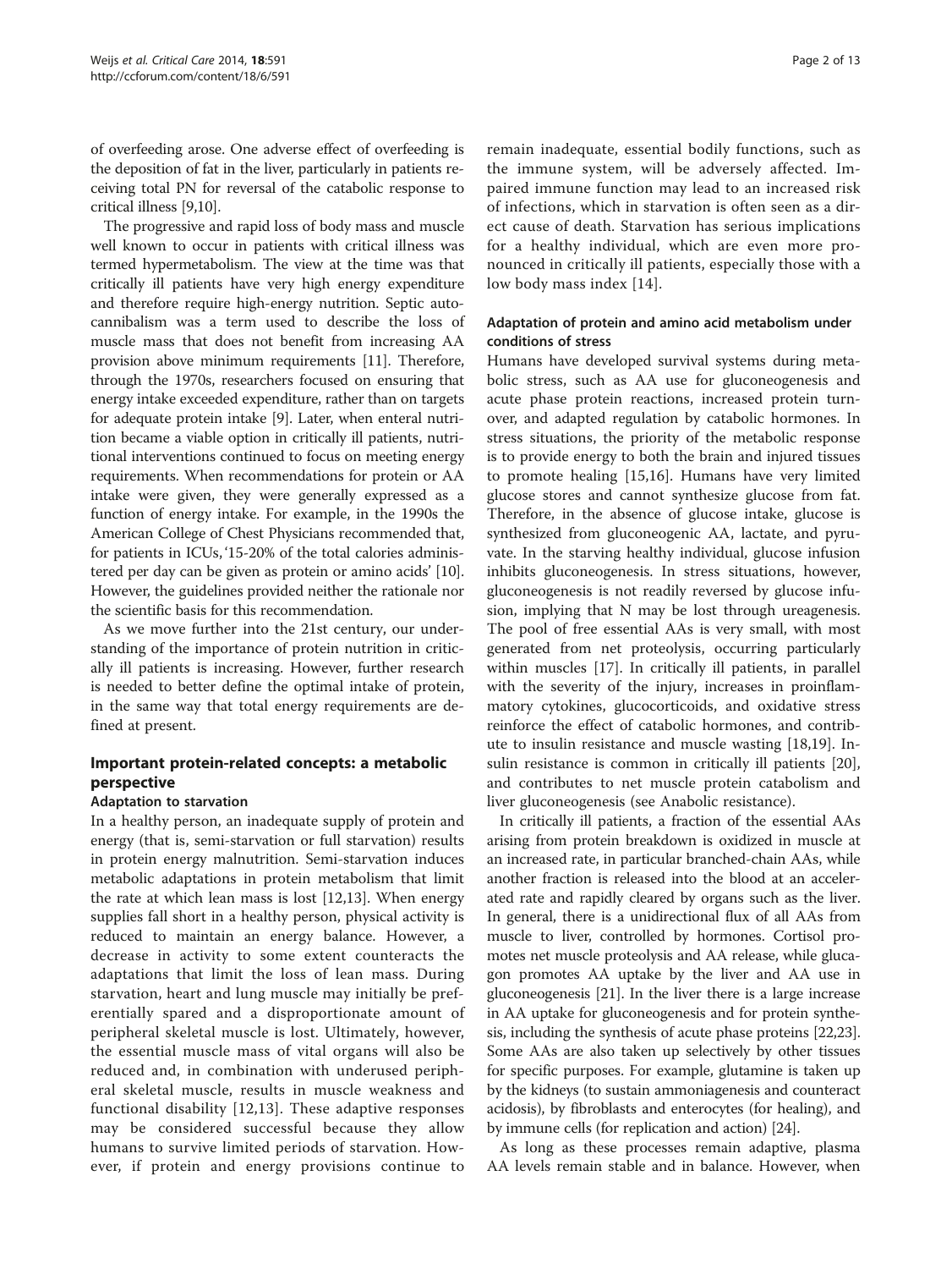of overfeeding arose. One adverse effect of overfeeding is the deposition of fat in the liver, particularly in patients receiving total PN for reversal of the catabolic response to critical illness [9,10].

The progressive and rapid loss of body mass and muscle well known to occur in patients with critical illness was termed hypermetabolism. The view at the time was that critically ill patients have very high energy expenditure and therefore require high-energy nutrition. Septic autocannibalism was a term used to describe the loss of muscle mass that does not benefit from increasing AA provision above minimum requirements [11]. Therefore, through the 1970s, researchers focused on ensuring that energy intake exceeded expenditure, rather than on targets for adequate protein intake [9]. Later, when enteral nutrition became a viable option in critically ill patients, nutritional interventions continued to focus on meeting energy requirements. When recommendations for protein or AA intake were given, they were generally expressed as a function of energy intake. For example, in the 1990s the American College of Chest Physicians recommended that, for patients in ICUs, '15-20% of the total calories administered per day can be given as protein or amino acids' [10]. However, the guidelines provided neither the rationale nor the scientific basis for this recommendation.

As we move further into the 21st century, our understanding of the importance of protein nutrition in critically ill patients is increasing. However, further research is needed to better define the optimal intake of protein, in the same way that total energy requirements are defined at present.

## Important protein-related concepts: a metabolic perspective

### Adaptation to starvation

In a healthy person, an inadequate supply of protein and energy (that is, semi-starvation or full starvation) results in protein energy malnutrition. Semi-starvation induces metabolic adaptations in protein metabolism that limit the rate at which lean mass is lost [12,13]. When energy supplies fall short in a healthy person, physical activity is reduced to maintain an energy balance. However, a decrease in activity to some extent counteracts the adaptations that limit the loss of lean mass. During starvation, heart and lung muscle may initially be preferentially spared and a disproportionate amount of peripheral skeletal muscle is lost. Ultimately, however, the essential muscle mass of vital organs will also be reduced and, in combination with underused peripheral skeletal muscle, results in muscle weakness and functional disability [12,13]. These adaptive responses may be considered successful because they allow humans to survive limited periods of starvation. However, if protein and energy provisions continue to remain inadequate, essential bodily functions, such as the immune system, will be adversely affected. Impaired immune function may lead to an increased risk of infections, which in starvation is often seen as a direct cause of death. Starvation has serious implications for a healthy individual, which are even more pronounced in critically ill patients, especially those with a low body mass index [14].

### Adaptation of protein and amino acid metabolism under conditions of stress

Humans have developed survival systems during metabolic stress, such as AA use for gluconeogenesis and acute phase protein reactions, increased protein turnover, and adapted regulation by catabolic hormones. In stress situations, the priority of the metabolic response is to provide energy to both the brain and injured tissues to promote healing [15,16]. Humans have very limited glucose stores and cannot synthesize glucose from fat. Therefore, in the absence of glucose intake, glucose is synthesized from gluconeogenic AA, lactate, and pyruvate. In the starving healthy individual, glucose infusion inhibits gluconeogenesis. In stress situations, however, gluconeogenesis is not readily reversed by glucose infusion, implying that N may be lost through ureagenesis. The pool of free essential AAs is very small, with most generated from net proteolysis, occurring particularly within muscles [17]. In critically ill patients, in parallel with the severity of the injury, increases in proinflammatory cytokines, glucocorticoids, and oxidative stress reinforce the effect of catabolic hormones, and contribute to insulin resistance and muscle wasting [18,19]. Insulin resistance is common in critically ill patients [20], and contributes to net muscle protein catabolism and liver gluconeogenesis (see Anabolic resistance).

In critically ill patients, a fraction of the essential AAs arising from protein breakdown is oxidized in muscle at an increased rate, in particular branched-chain AAs, while another fraction is released into the blood at an accelerated rate and rapidly cleared by organs such as the liver. In general, there is a unidirectional flux of all AAs from muscle to liver, controlled by hormones. Cortisol promotes net muscle proteolysis and AA release, while glucagon promotes AA uptake by the liver and AA use in gluconeogenesis [21]. In the liver there is a large increase in AA uptake for gluconeogenesis and for protein synthesis, including the synthesis of acute phase proteins [22,23]. Some AAs are also taken up selectively by other tissues for specific purposes. For example, glutamine is taken up by the kidneys (to sustain ammoniagenesis and counteract acidosis), by fibroblasts and enterocytes (for healing), and by immune cells (for replication and action) [24].

As long as these processes remain adaptive, plasma AA levels remain stable and in balance. However, when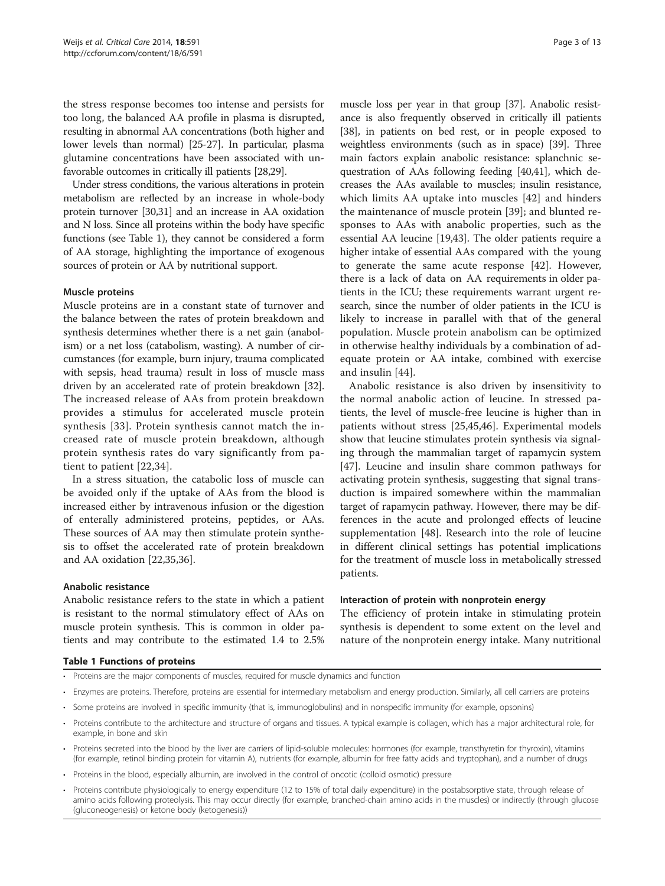the stress response becomes too intense and persists for too long, the balanced AA profile in plasma is disrupted, resulting in abnormal AA concentrations (both higher and lower levels than normal) [25-27]. In particular, plasma glutamine concentrations have been associated with unfavorable outcomes in critically ill patients [28,29].

Under stress conditions, the various alterations in protein metabolism are reflected by an increase in whole-body protein turnover [30,31] and an increase in AA oxidation and N loss. Since all proteins within the body have specific functions (see Table 1), they cannot be considered a form of AA storage, highlighting the importance of exogenous sources of protein or AA by nutritional support.

### Muscle proteins

Muscle proteins are in a constant state of turnover and the balance between the rates of protein breakdown and synthesis determines whether there is a net gain (anabolism) or a net loss (catabolism, wasting). A number of circumstances (for example, burn injury, trauma complicated with sepsis, head trauma) result in loss of muscle mass driven by an accelerated rate of protein breakdown [32]. The increased release of AAs from protein breakdown provides a stimulus for accelerated muscle protein synthesis [33]. Protein synthesis cannot match the increased rate of muscle protein breakdown, although protein synthesis rates do vary significantly from patient to patient [22,34].

In a stress situation, the catabolic loss of muscle can be avoided only if the uptake of AAs from the blood is increased either by intravenous infusion or the digestion of enterally administered proteins, peptides, or AAs. These sources of AA may then stimulate protein synthesis to offset the accelerated rate of protein breakdown and AA oxidation [22,35,36].

### Anabolic resistance

Anabolic resistance refers to the state in which a patient is resistant to the normal stimulatory effect of AAs on muscle protein synthesis. This is common in older patients and may contribute to the estimated 1.4 to 2.5% muscle loss per year in that group [37]. Anabolic resistance is also frequently observed in critically ill patients [38], in patients on bed rest, or in people exposed to weightless environments (such as in space) [39]. Three main factors explain anabolic resistance: splanchnic sequestration of AAs following feeding [40,41], which decreases the AAs available to muscles; insulin resistance, which limits AA uptake into muscles [42] and hinders the maintenance of muscle protein [39]; and blunted responses to AAs with anabolic properties, such as the essential AA leucine [19,43]. The older patients require a higher intake of essential AAs compared with the young to generate the same acute response [42]. However, there is a lack of data on AA requirements in older patients in the ICU; these requirements warrant urgent research, since the number of older patients in the ICU is likely to increase in parallel with that of the general population. Muscle protein anabolism can be optimized in otherwise healthy individuals by a combination of adequate protein or AA intake, combined with exercise and insulin [44].

Anabolic resistance is also driven by insensitivity to the normal anabolic action of leucine. In stressed patients, the level of muscle-free leucine is higher than in patients without stress [25,45,46]. Experimental models show that leucine stimulates protein synthesis via signaling through the mammalian target of rapamycin system [47]. Leucine and insulin share common pathways for activating protein synthesis, suggesting that signal transduction is impaired somewhere within the mammalian target of rapamycin pathway. However, there may be differences in the acute and prolonged effects of leucine supplementation [48]. Research into the role of leucine in different clinical settings has potential implications for the treatment of muscle loss in metabolically stressed patients.

### Interaction of protein with nonprotein energy

The efficiency of protein intake in stimulating protein synthesis is dependent to some extent on the level and nature of the nonprotein energy intake. Many nutritional

**Table 1 Functions of proteins**

- Proteins are the major components of muscles, required for muscle dynamics and function
- Enzymes are proteins. Therefore, proteins are essential for intermediary metabolism and energy production. Similarly, all cell carriers are proteins
- Some proteins are involved in specific immunity (that is, immunoglobulins) and in nonspecific immunity (for example, opsonins)
- Proteins contribute to the architecture and structure of organs and tissues. A typical example is collagen, which has a major architectural role, for example, in bone and skin
- Proteins secreted into the blood by the liver are carriers of lipid-soluble molecules: hormones (for example, transthyretin for thyroxin), vitamins (for example, retinol binding protein for vitamin A), nutrients (for example, albumin for free fatty acids and tryptophan), and a number of drugs
- Proteins in the blood, especially albumin, are involved in the control of oncotic (colloid osmotic) pressure
- Proteins contribute physiologically to energy expenditure (12 to 15% of total daily expenditure) in the postabsorptive state, through release of amino acids following proteolysis. This may occur directly (for example, branched-chain amino acids in the muscles) or indirectly (through glucose (gluconeogenesis) or ketone body (ketogenesis))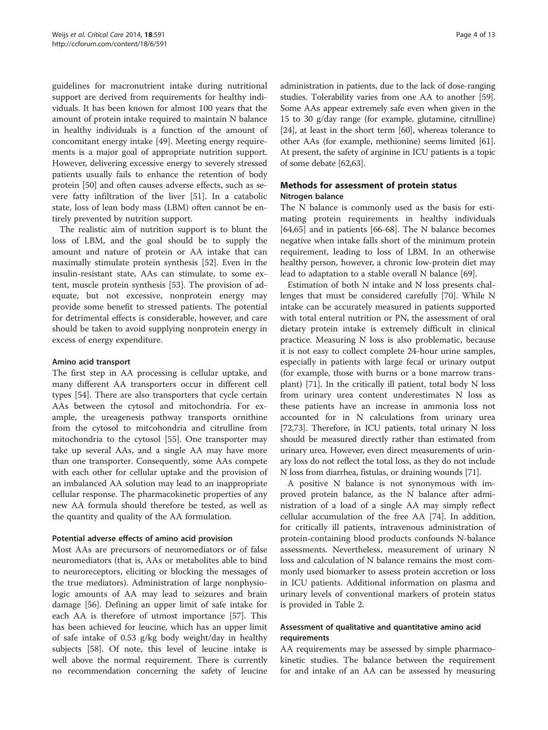guidelines for macronutrient intake during nutritional support are derived from requirements for healthy individuals. It has been known for almost 100 years that the amount of protein intake required to maintain N balance in healthy individuals is a function of the amount of concomitant energy intake [49]. Meeting energy requirements is a major goal of appropriate nutrition support. However, delivering excessive energy to severely stressed patients usually fails to enhance the retention of body protein [50] and often causes adverse effects, such as severe fatty infiltration of the liver [51]. In a catabolic state, loss of lean body mass (LBM) often cannot be entirely prevented by nutrition support.

The realistic aim of nutrition support is to blunt the loss of LBM, and the goal should be to supply the amount and nature of protein or AA intake that can maximally stimulate protein synthesis [52]. Even in the insulin-resistant state, AAs can stimulate, to some extent, muscle protein synthesis [53]. The provision of adequate, but not excessive, nonprotein energy may provide some benefit to stressed patients. The potential for detrimental effects is considerable, however, and care should be taken to avoid supplying nonprotein energy in excess of energy expenditure.

#### Amino acid transport

The first step in AA processing is cellular uptake, and many different AA transporters occur in different cell types [54]. There are also transporters that cycle certain AAs between the cytosol and mitochondria. For example, the ureagenesis pathway transports ornithine from the cytosol to mitcohondria and citrulline from mitochondria to the cytosol [55]. One transporter may take up several AAs, and a single AA may have more than one transporter. Consequently, some AAs compete with each other for cellular uptake and the provision of an imbalanced AA solution may lead to an inappropriate cellular response. The pharmacokinetic properties of any new AA formula should therefore be tested, as well as the quantity and quality of the AA formulation.

#### Potential adverse effects of amino acid provision

Most AAs are precursors of neuromediators or of false neuromediators (that is, AAs or metabolites able to bind to neuroreceptors, eliciting or blocking the messages of the true mediators). Administration of large nonphysiologic amounts of AA may lead to seizures and brain damage [56]. Defining an upper limit of safe intake for each AA is therefore of utmost importance [57]. This has been achieved for leucine, which has an upper limit of safe intake of 0.53 g/kg body weight/day in healthy subjects [58]. Of note, this level of leucine intake is well above the normal requirement. There is currently no recommendation concerning the safety of leucine administration in patients, due to the lack of dose-ranging studies. Tolerability varies from one AA to another [59]. Some AAs appear extremely safe even when given in the 15 to 30 g/day range (for example, glutamine, citrulline) [24], at least in the short term [60], whereas tolerance to other AAs (for example, methionine) seems limited [61]. At present, the safety of arginine in ICU patients is a topic of some debate [62,63].

## Methods for assessment of protein status

### Nitrogen balance

The N balance is commonly used as the basis for estimating protein requirements in healthy individuals [64,65] and in patients [66-68]. The N balance becomes negative when intake falls short of the minimum protein requirement, leading to loss of LBM. In an otherwise healthy person, however, a chronic low-protein diet may lead to adaptation to a stable overall N balance [69].

Estimation of both N intake and N loss presents challenges that must be considered carefully [70]. While N intake can be accurately measured in patients supported with total enteral nutrition or PN, the assessment of oral dietary protein intake is extremely difficult in clinical practice. Measuring N loss is also problematic, because it is not easy to collect complete 24-hour urine samples, especially in patients with large fecal or urinary output (for example, those with burns or a bone marrow transplant) [71]. In the critically ill patient, total body N loss from urinary urea content underestimates N loss as these patients have an increase in ammonia loss not accounted for in N calculations from urinary urea [72,73]. Therefore, in ICU patients, total urinary N loss should be measured directly rather than estimated from urinary urea. However, even direct measurements of urinary loss do not reflect the total loss, as they do not include N loss from diarrhea, fistulas, or draining wounds [71].

A positive N balance is not synonymous with improved protein balance, as the N balance after administration of a load of a single AA may simply reflect cellular accumulation of the free AA [74]. In addition, for critically ill patients, intravenous administration of protein-containing blood products confounds N-balance assessments. Nevertheless, measurement of urinary N loss and calculation of N balance remains the most commonly used biomarker to assess protein accretion or loss in ICU patients. Additional information on plasma and urinary levels of conventional markers of protein status is provided in Table 2.

#### Assessment of qualitative and quantitative amino acid requirements

AA requirements may be assessed by simple pharmacokinetic studies. The balance between the requirement for and intake of an AA can be assessed by measuring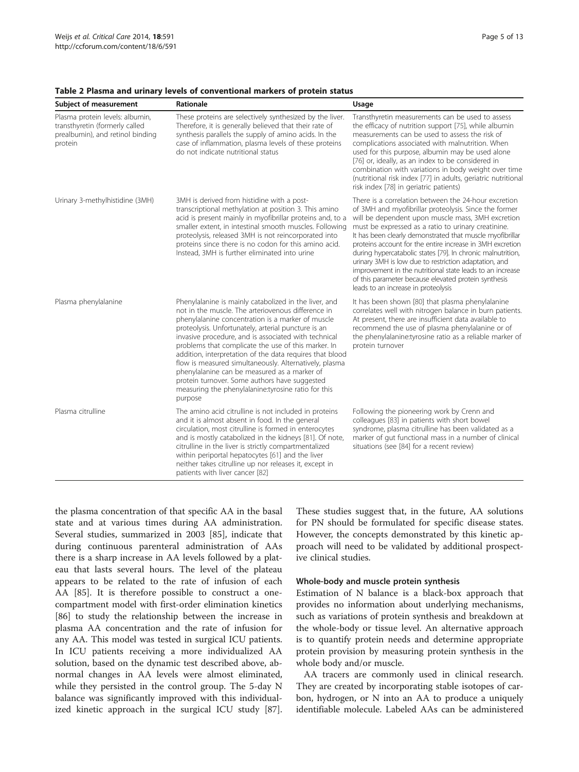**Table 2 Plasma and urinary levels of conventional markers of protein status**

| Subject of measurement | Rationale | Usage |
| --- | --- | --- |
| Plasma protein levels: albumin, transthyretin (formerly called prealbumin), and retinol binding protein | These proteins are selectively synthesized by the liver. Therefore, it is generally believed that their rate of synthesis parallels the supply of amino acids. In the case of inflammation, plasma levels of these proteins do not indicate nutritional status | Transthyretin measurements can be used to assess the efficacy of nutrition support [75], while albumin measurements can be used to assess the risk of complications associated with malnutrition. When used for this purpose, albumin may be used alone [76] or, ideally, as an index to be considered in combination with variations in body weight over time (nutritional risk index [77] in adults, geriatric nutritional risk index [78] in geriatric patients) |
| Urinary 3-methylhistidine (3MH) | 3MH is derived from histidine with a post-transcriptional methylation at position 3. This amino acid is present mainly in myofibrillar proteins and, to a smaller extent, in intestinal smooth muscles. Following proteolysis, released 3MH is not reincorporated into proteins since there is no codon for this amino acid. Instead, 3MH is further eliminated into urine | There is a correlation between the 24-hour excretion of 3MH and myofibrillar proteolysis. Since the former will be dependent upon muscle mass, 3MH excretion must be expressed as a ratio to urinary creatinine. It has been clearly demonstrated that muscle myofibrillar proteins account for the entire increase in 3MH excretion during hypercatabolic states [79]. In chronic malnutrition, urinary 3MH is low due to restriction adaptation, and improvement in the nutritional state leads to an increase of this parameter because elevated protein synthesis leads to an increase in proteolysis |
| Plasma phenylalanine | Phenylalanine is mainly catabolized in the liver, and not in the muscle. The arteriovenous difference in phenylalanine concentration is a marker of muscle proteolysis. Unfortunately, arterial puncture is an invasive procedure, and is associated with technical problems that complicate the use of this marker. In addition, interpretation of the data requires that blood flow is measured simultaneously. Alternatively, plasma phenylalanine can be measured as a marker of protein turnover. Some authors have suggested measuring the phenylalanine:tyrosine ratio for this purpose | It has been shown [80] that plasma phenylalanine correlates well with nitrogen balance in burn patients. At present, there are insufficient data available to recommend the use of plasma phenylalanine or of the phenylalanine:tyrosine ratio as a reliable marker of protein turnover |
| Plasma citrulline | The amino acid citrulline is not included in proteins and it is almost absent in food. In the general circulation, most citrulline is formed in enterocytes and is mostly catabolized in the kidneys [81]. Of note, citrulline in the liver is strictly compartmentalized within periportal hepatocytes [61] and the liver neither takes citrulline up nor releases it, except in patients with liver cancer [82] | Following the pioneering work by Crenn and colleagues [83] in patients with short bowel syndrome, plasma citrulline has been validated as a marker of gut functional mass in a number of clinical situations (see [84] for a recent review) |

the plasma concentration of that specific AA in the basal state and at various times during AA administration. Several studies, summarized in 2003 [85], indicate that during continuous parenteral administration of AAs there is a sharp increase in AA levels followed by a plateau that lasts several hours. The level of the plateau appears to be related to the rate of infusion of each AA [85]. It is therefore possible to construct a one-compartment model with first-order elimination kinetics [86] to study the relationship between the increase in plasma AA concentration and the rate of infusion for any AA. This model was tested in surgical ICU patients. In ICU patients receiving a more individualized AA solution, based on the dynamic test described above, abnormal changes in AA levels were almost eliminated, while they persisted in the control group. The 5-day N balance was significantly improved with this individualized kinetic approach in the surgical ICU study [87]. These studies suggest that, in the future, AA solutions for PN should be formulated for specific disease states. However, the concepts demonstrated by this kinetic approach will need to be validated by additional prospective clinical studies.

#### Whole-body and muscle protein synthesis

Estimation of N balance is a black-box approach that provides no information about underlying mechanisms, such as variations of protein synthesis and breakdown at the whole-body or tissue level. An alternative approach is to quantify protein needs and determine appropriate protein provision by measuring protein synthesis in the whole body and/or muscle.

AA tracers are commonly used in clinical research. They are created by incorporating stable isotopes of carbon, hydrogen, or N into an AA to produce a uniquely identifiable molecule. Labeled AAs can be administered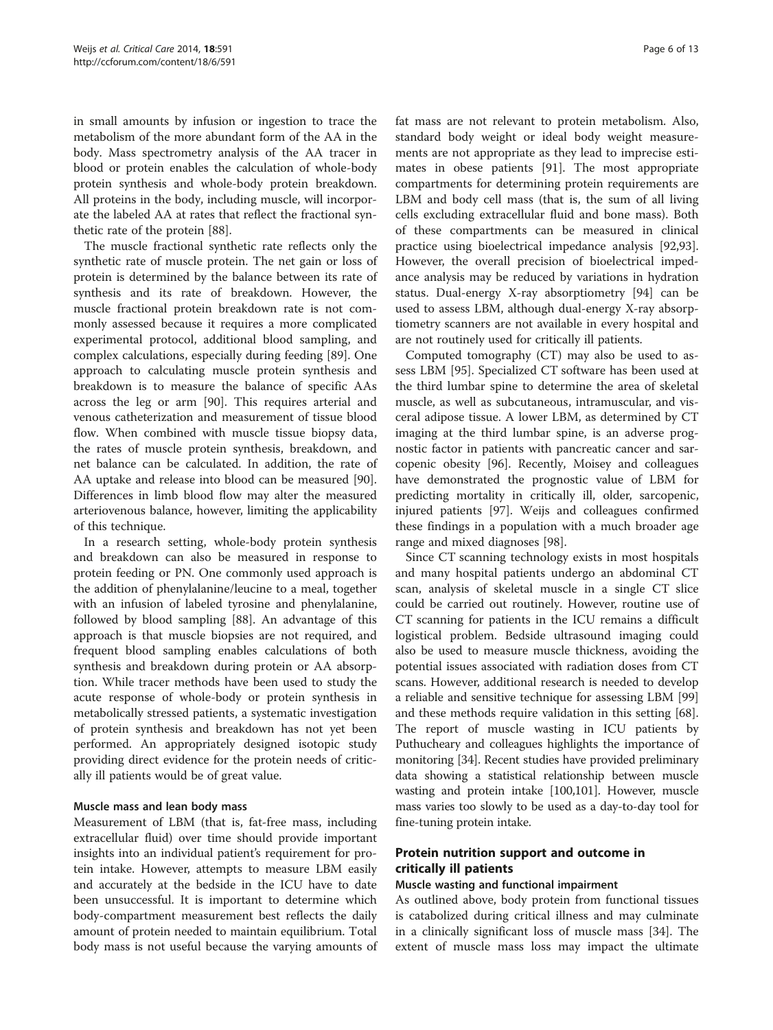in small amounts by infusion or ingestion to trace the metabolism of the more abundant form of the AA in the body. Mass spectrometry analysis of the AA tracer in blood or protein enables the calculation of whole-body protein synthesis and whole-body protein breakdown. All proteins in the body, including muscle, will incorporate the labeled AA at rates that reflect the fractional synthetic rate of the protein [88].

The muscle fractional synthetic rate reflects only the synthetic rate of muscle protein. The net gain or loss of protein is determined by the balance between its rate of synthesis and its rate of breakdown. However, the muscle fractional protein breakdown rate is not commonly assessed because it requires a more complicated experimental protocol, additional blood sampling, and complex calculations, especially during feeding [89]. One approach to calculating muscle protein synthesis and breakdown is to measure the balance of specific AAs across the leg or arm [90]. This requires arterial and venous catheterization and measurement of tissue blood flow. When combined with muscle tissue biopsy data, the rates of muscle protein synthesis, breakdown, and net balance can be calculated. In addition, the rate of AA uptake and release into blood can be measured [90]. Differences in limb blood flow may alter the measured arteriovenous balance, however, limiting the applicability of this technique.

In a research setting, whole-body protein synthesis and breakdown can also be measured in response to protein feeding or PN. One commonly used approach is the addition of phenylalanine/leucine to a meal, together with an infusion of labeled tyrosine and phenylalanine, followed by blood sampling [88]. An advantage of this approach is that muscle biopsies are not required, and frequent blood sampling enables calculations of both synthesis and breakdown during protein or AA absorption. While tracer methods have been used to study the acute response of whole-body or protein synthesis in metabolically stressed patients, a systematic investigation of protein synthesis and breakdown has not yet been performed. An appropriately designed isotopic study providing direct evidence for the protein needs of critically ill patients would be of great value.

### Muscle mass and lean body mass

Measurement of LBM (that is, fat-free mass, including extracellular fluid) over time should provide important insights into an individual patient's requirement for protein intake. However, attempts to measure LBM easily and accurately at the bedside in the ICU have to date been unsuccessful. It is important to determine which body-compartment measurement best reflects the daily amount of protein needed to maintain equilibrium. Total body mass is not useful because the varying amounts of fat mass are not relevant to protein metabolism. Also, standard body weight or ideal body weight measurements are not appropriate as they lead to imprecise estimates in obese patients [91]. The most appropriate compartments for determining protein requirements are LBM and body cell mass (that is, the sum of all living cells excluding extracellular fluid and bone mass). Both of these compartments can be measured in clinical practice using bioelectrical impedance analysis [92,93]. However, the overall precision of bioelectrical impedance analysis may be reduced by variations in hydration status. Dual-energy X-ray absorptiometry [94] can be used to assess LBM, although dual-energy X-ray absorptiometry scanners are not available in every hospital and are not routinely used for critically ill patients.

Computed tomography (CT) may also be used to assess LBM [95]. Specialized CT software has been used at the third lumbar spine to determine the area of skeletal muscle, as well as subcutaneous, intramuscular, and visceral adipose tissue. A lower LBM, as determined by CT imaging at the third lumbar spine, is an adverse prognostic factor in patients with pancreatic cancer and sarcopenic obesity [96]. Recently, Moisey and colleagues have demonstrated the prognostic value of LBM for predicting mortality in critically ill, older, sarcopenic, injured patients [97]. Weijs and colleagues confirmed these findings in a population with a much broader age range and mixed diagnoses [98].

Since CT scanning technology exists in most hospitals and many hospital patients undergo an abdominal CT scan, analysis of skeletal muscle in a single CT slice could be carried out routinely. However, routine use of CT scanning for patients in the ICU remains a difficult logistical problem. Bedside ultrasound imaging could also be used to measure muscle thickness, avoiding the potential issues associated with radiation doses from CT scans. However, additional research is needed to develop a reliable and sensitive technique for assessing LBM [99] and these methods require validation in this setting [68]. The report of muscle wasting in ICU patients by Puthucheary and colleagues highlights the importance of monitoring [34]. Recent studies have provided preliminary data showing a statistical relationship between muscle wasting and protein intake [100,101]. However, muscle mass varies too slowly to be used as a day-to-day tool for fine-tuning protein intake.

## Protein nutrition support and outcome in critically ill patients

### Muscle wasting and functional impairment

As outlined above, body protein from functional tissues is catabolized during critical illness and may culminate in a clinically significant loss of muscle mass [34]. The extent of muscle mass loss may impact the ultimate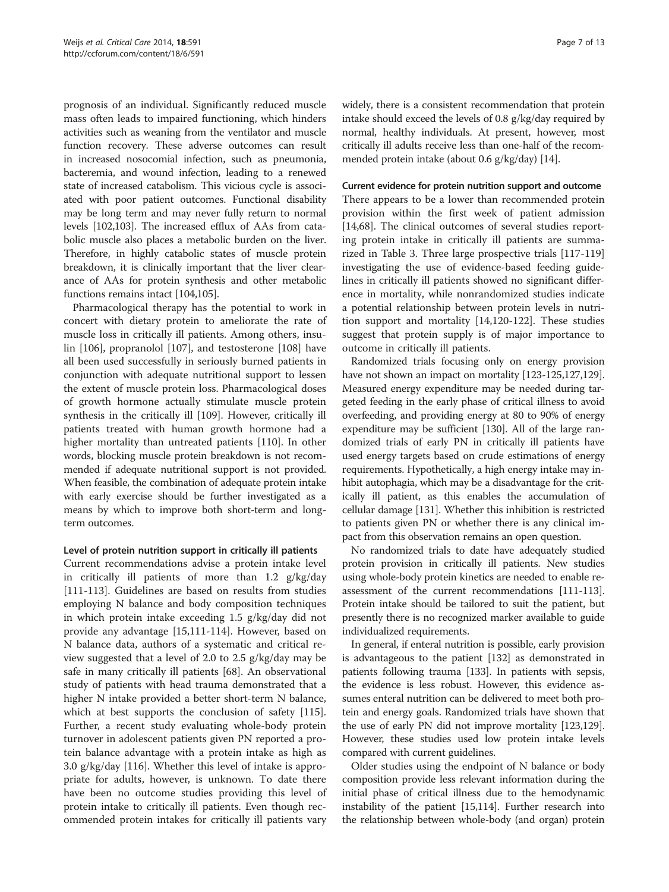prognosis of an individual. Significantly reduced muscle mass often leads to impaired functioning, which hinders activities such as weaning from the ventilator and muscle function recovery. These adverse outcomes can result in increased nosocomial infection, such as pneumonia, bacteremia, and wound infection, leading to a renewed state of increased catabolism. This vicious cycle is associated with poor patient outcomes. Functional disability may be long term and may never fully return to normal levels [102,103]. The increased efflux of AAs from catabolic muscle also places a metabolic burden on the liver. Therefore, in highly catabolic states of muscle protein breakdown, it is clinically important that the liver clearance of AAs for protein synthesis and other metabolic functions remains intact [104,105].

Pharmacological therapy has the potential to work in concert with dietary protein to ameliorate the rate of muscle loss in critically ill patients. Among others, insulin [106], propranolol [107], and testosterone [108] have all been used successfully in seriously burned patients in conjunction with adequate nutritional support to lessen the extent of muscle protein loss. Pharmacological doses of growth hormone actually stimulate muscle protein synthesis in the critically ill [109]. However, critically ill patients treated with human growth hormone had a higher mortality than untreated patients [110]. In other words, blocking muscle protein breakdown is not recommended if adequate nutritional support is not provided. When feasible, the combination of adequate protein intake with early exercise should be further investigated as a means by which to improve both short-term and long-term outcomes.

### Level of protein nutrition support in critically ill patients

Current recommendations advise a protein intake level in critically ill patients of more than 1.2 g/kg/day [111-113]. Guidelines are based on results from studies employing N balance and body composition techniques in which protein intake exceeding 1.5 g/kg/day did not provide any advantage [15,111-114]. However, based on N balance data, authors of a systematic and critical review suggested that a level of 2.0 to 2.5 g/kg/day may be safe in many critically ill patients [68]. An observational study of patients with head trauma demonstrated that a higher N intake provided a better short-term N balance, which at best supports the conclusion of safety [115]. Further, a recent study evaluating whole-body protein turnover in adolescent patients given PN reported a protein balance advantage with a protein intake as high as 3.0 g/kg/day [116]. Whether this level of intake is appropriate for adults, however, is unknown. To date there have been no outcome studies providing this level of protein intake to critically ill patients. Even though recommended protein intakes for critically ill patients vary widely, there is a consistent recommendation that protein intake should exceed the levels of 0.8 g/kg/day required by normal, healthy individuals. At present, however, most critically ill adults receive less than one-half of the recommended protein intake (about 0.6 g/kg/day) [14].

### Current evidence for protein nutrition support and outcome

There appears to be a lower than recommended protein provision within the first week of patient admission [14,68]. The clinical outcomes of several studies reporting protein intake in critically ill patients are summarized in Table 3. Three large prospective trials [117-119] investigating the use of evidence-based feeding guidelines in critically ill patients showed no significant difference in mortality, while nonrandomized studies indicate a potential relationship between protein levels in nutrition support and mortality [14,120-122]. These studies suggest that protein supply is of major importance to outcome in critically ill patients.

Randomized trials focusing only on energy provision have not shown an impact on mortality [123-125,127,129]. Measured energy expenditure may be needed during targeted feeding in the early phase of critical illness to avoid overfeeding, and providing energy at 80 to 90% of energy expenditure may be sufficient [130]. All of the large randomized trials of early PN in critically ill patients have used energy targets based on crude estimations of energy requirements. Hypothetically, a high energy intake may inhibit autophagia, which may be a disadvantage for the critically ill patient, as this enables the accumulation of cellular damage [131]. Whether this inhibition is restricted to patients given PN or whether there is any clinical impact from this observation remains an open question.

No randomized trials to date have adequately studied protein provision in critically ill patients. New studies using whole-body protein kinetics are needed to enable reassessment of the current recommendations [111-113]. Protein intake should be tailored to suit the patient, but presently there is no recognized marker available to guide individualized requirements.

In general, if enteral nutrition is possible, early provision is advantageous to the patient [132] as demonstrated in patients following trauma [133]. In patients with sepsis, the evidence is less robust. However, this evidence assumes enteral nutrition can be delivered to meet both protein and energy goals. Randomized trials have shown that the use of early PN did not improve mortality [123,129]. However, these studies used low protein intake levels compared with current guidelines.

Older studies using the endpoint of N balance or body composition provide less relevant information during the initial phase of critical illness due to the hemodynamic instability of the patient [15,114]. Further research into the relationship between whole-body (and organ) protein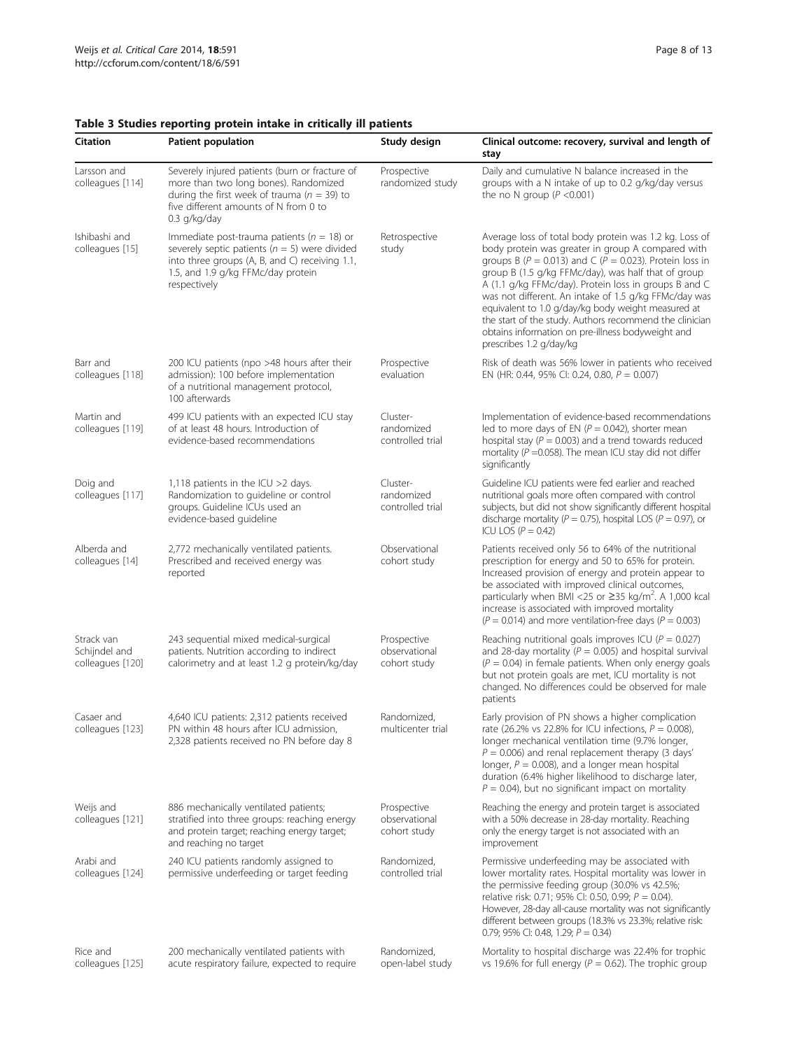**Table 3 Studies reporting protein intake in critically ill patients**

| Citation | Patient population | Study design | Clinical outcome: recovery, survival and length of stay |
|---|---|---|---|
| Larsson and colleagues [114] | Severely injured patients (burn or fracture of more than two long bones). Randomized during the first week of trauma ($n$ = 39) to five different amounts of N from 0 to 0.3 g/kg/day | Prospective randomized study | Daily and cumulative N balance increased in the groups with a N intake of up to 0.2 g/kg/day versus the no N group ($P$ <0.001) |
| Ishibashi and colleagues [15] | Immediate post-trauma patients ($n$ = 18) or severely septic patients ($n$ = 5) were divided into three groups (A, B, and C) receiving 1.1, 1.5, and 1.9 g/kg FFMc/day protein respectively | Retrospective study | Average loss of total body protein was 1.2 kg. Loss of body protein was greater in group A compared with groups B ($P$ = 0.013) and C ($P$ = 0.023). Protein loss in group B (1.5 g/kg FFMc/day), was half that of group A (1.1 g/kg FFMc/day). Protein loss in groups B and C was not different. An intake of 1.5 g/kg FFMc/day was equivalent to 1.0 g/day/kg body weight measured at the start of the study. Authors recommend the clinician obtains information on pre-illness bodyweight and prescribes 1.2 g/day/kg |
| Barr and colleagues [118] | 200 ICU patients (npo >48 hours after their admission): 100 before implementation of a nutritional management protocol, 100 afterwards | Prospective evaluation | Risk of death was 56% lower in patients who received EN (HR: 0.44, 95% CI: 0.24, 0.80, $P$ = 0.007) |
| Martin and colleagues [119] | 499 ICU patients with an expected ICU stay of at least 48 hours. Introduction of evidence-based recommendations | Cluster-randomized controlled trial | Implementation of evidence-based recommendations led to more days of EN ($P$ = 0.042), shorter mean hospital stay ($P$ = 0.003) and a trend towards reduced mortality ($P$ =0.058). The mean ICU stay did not differ significantly |
| Doig and colleagues [117] | 1,118 patients in the ICU >2 days. Randomization to guideline or control groups. Guideline ICUs used an evidence-based guideline | Cluster-randomized controlled trial | Guideline ICU patients were fed earlier and reached nutritional goals more often compared with control subjects, but did not show significantly different hospital discharge mortality ($P$ = 0.75), hospital LOS ($P$ = 0.97), or ICU LOS ($P$ = 0.42) |
| Alberda and colleagues [14] | 2,772 mechanically ventilated patients. Prescribed and received energy was reported | Observational cohort study | Patients received only 56 to 64% of the nutritional prescription for energy and 50 to 65% for protein. Increased provision of energy and protein appear to be associated with improved clinical outcomes, particularly when BMI <25 or ≥35 kg/m$^2$. A 1,000 kcal increase is associated with improved mortality ($P$ = 0.014) and more ventilation-free days ($P$ = 0.003) |
| Strack van Schijndel and colleagues [120] | 243 sequential mixed medical-surgical patients. Nutrition according to indirect calorimetry and at least 1.2 g protein/kg/day | Prospective observational cohort study | Reaching nutritional goals improves ICU ($P$ = 0.027) and 28-day mortality ($P$ = 0.005) and hospital survival ($P$ = 0.04) in female patients. When only energy goals but not protein goals are met, ICU mortality is not changed. No differences could be observed for male patients |
| Casaer and colleagues [123] | 4,640 ICU patients: 2,312 patients received PN within 48 hours after ICU admission, 2,328 patients received no PN before day 8 | Randomized, multicenter trial | Early provision of PN shows a higher complication rate (26.2% vs 22.8% for ICU infections, $P$ = 0.008), longer mechanical ventilation time (9.7% longer, $P$ = 0.006) and renal replacement therapy (3 days' longer, $P$ = 0.008), and a longer mean hospital duration (6.4% higher likelihood to discharge later, $P$ = 0.04), but no significant impact on mortality |
| Weijs and colleagues [121] | 886 mechanically ventilated patients; stratified into three groups: reaching energy and protein target; reaching energy target; and reaching no target | Prospective observational cohort study | Reaching the energy and protein target is associated with a 50% decrease in 28-day mortality. Reaching only the energy target is not associated with an improvement |
| Arabi and colleagues [124] | 240 ICU patients randomly assigned to permissive underfeeding or target feeding | Randomized, controlled trial | Permissive underfeeding may be associated with lower mortality rates. Hospital mortality was lower in the permissive feeding group (30.0% vs 42.5%; relative risk: 0.71; 95% CI: 0.50, 0.99; $P$ = 0.04). However, 28-day all-cause mortality was not significantly different between groups (18.3% vs 23.3%; relative risk: 0.79; 95% CI: 0.48, 1.29; $P$ = 0.34) |
| Rice and colleagues [125] | 200 mechanically ventilated patients with acute respiratory failure, expected to require | Randomized, open-label study | Mortality to hospital discharge was 22.4% for trophic vs 19.6% for full energy ($P$ = 0.62). The trophic group |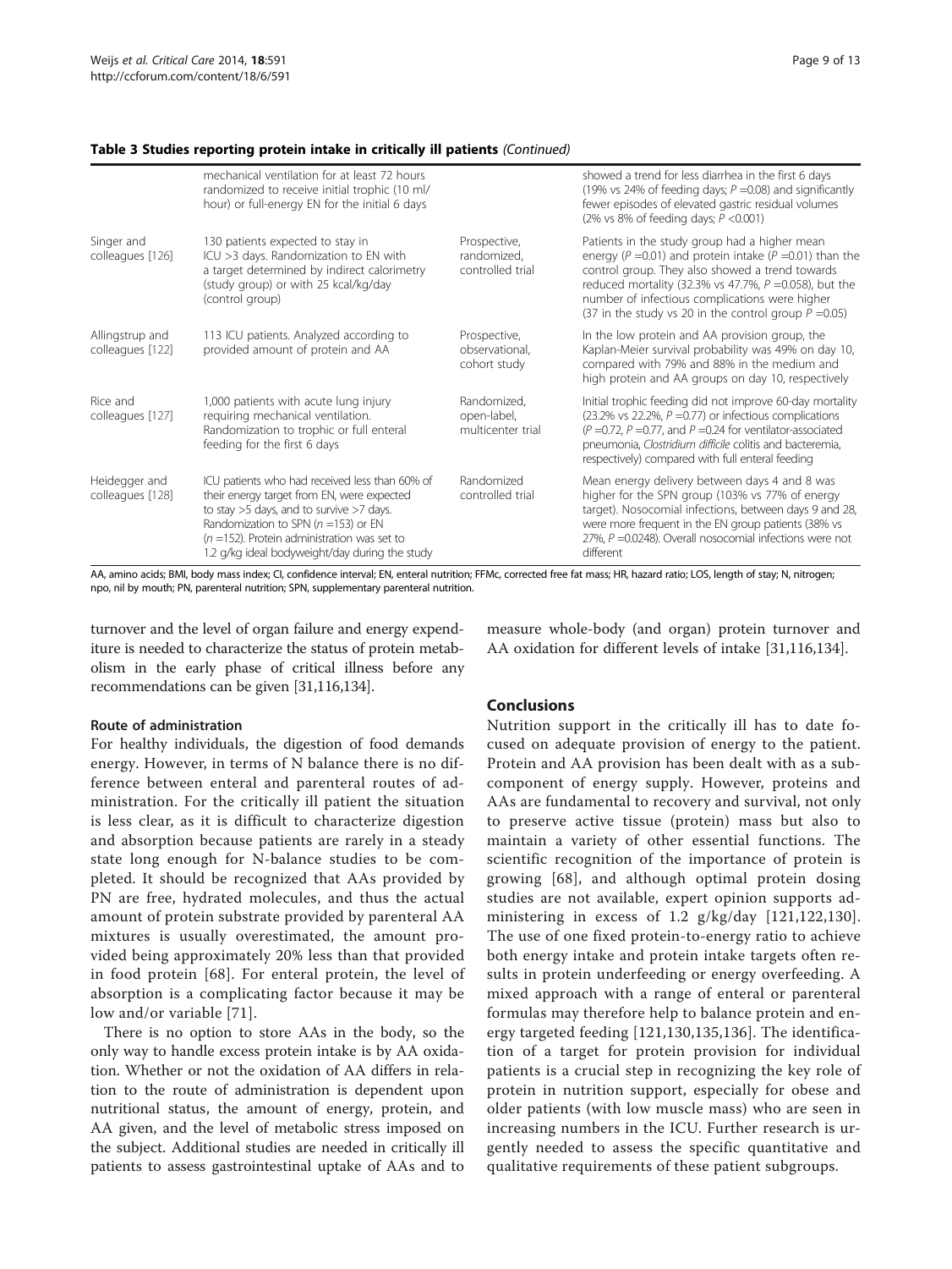**Table 3 Studies reporting protein intake in critically ill patients** *(Continued)*

| | | | |
|---|---|---|---|
| | mechanical ventilation for at least 72 hours randomized to receive initial trophic (10 ml/hour) or full-energy EN for the initial 6 days | | showed a trend for less diarrhea in the first 6 days (19% vs 24% of feeding days; $P$ =0.08) and significantly fewer episodes of elevated gastric residual volumes (2% vs 8% of feeding days; $P$ <0.001) |
| Singer and colleagues [126] | 130 patients expected to stay in ICU >3 days. Randomization to EN with a target determined by indirect calorimetry (study group) or with 25 kcal/kg/day (control group) | Prospective, randomized, controlled trial | Patients in the study group had a higher mean energy ($P$ =0.01) and protein intake ($P$ =0.01) than the control group. They also showed a trend towards reduced mortality (32.3% vs 47.7%, $P$ =0.058), but the number of infectious complications were higher (37 in the study vs 20 in the control group $P$ =0.05) |
| Allingstrup and colleagues [122] | 113 ICU patients. Analyzed according to provided amount of protein and AA | Prospective, observational, cohort study | In the low protein and AA provision group, the Kaplan-Meier survival probability was 49% on day 10, compared with 79% and 88% in the medium and high protein and AA groups on day 10, respectively |
| Rice and colleagues [127] | 1,000 patients with acute lung injury requiring mechanical ventilation. Randomization to trophic or full enteral feeding for the first 6 days | Randomized, open-label, multicenter trial | Initial trophic feeding did not improve 60-day mortality (23.2% vs 22.2%, $P$ =0.77) or infectious complications ($P$ =0.72, $P$ =0.77, and $P$ =0.24 for ventilator-associated pneumonia, *Clostridium difficile* colitis and bacteremia, respectively) compared with full enteral feeding |
| Heidegger and colleagues [128] | ICU patients who had received less than 60% of their energy target from EN, were expected to stay >5 days, and to survive >7 days. Randomization to SPN ($n$ =153) or EN ($n$ =152). Protein administration was set to 1.2 g/kg ideal bodyweight/day during the study | Randomized controlled trial | Mean energy delivery between days 4 and 8 was higher for the SPN group (103% vs 77% of energy target). Nosocomial infections, between days 9 and 28, were more frequent in the EN group patients (38% vs 27%, $P$ =0.0248). Overall nosocomial infections were not different |

AA, amino acids; BMI, body mass index; CI, confidence interval; EN, enteral nutrition; FFMc, corrected free fat mass; HR, hazard ratio; LOS, length of stay; N, nitrogen; npo, nil by mouth; PN, parenteral nutrition; SPN, supplementary parenteral nutrition.

turnover and the level of organ failure and energy expenditure is needed to characterize the status of protein metabolism in the early phase of critical illness before any recommendations can be given [31,116,134].

#### Route of administration

For healthy individuals, the digestion of food demands energy. However, in terms of N balance there is no difference between enteral and parenteral routes of administration. For the critically ill patient the situation is less clear, as it is difficult to characterize digestion and absorption because patients are rarely in a steady state long enough for N-balance studies to be completed. It should be recognized that AAs provided by PN are free, hydrated molecules, and thus the actual amount of protein substrate provided by parenteral AA mixtures is usually overestimated, the amount provided being approximately 20% less than that provided in food protein [68]. For enteral protein, the level of absorption is a complicating factor because it may be low and/or variable [71].

There is no option to store AAs in the body, so the only way to handle excess protein intake is by AA oxidation. Whether or not the oxidation of AA differs in relation to the route of administration is dependent upon nutritional status, the amount of energy, protein, and AA given, and the level of metabolic stress imposed on the subject. Additional studies are needed in critically ill patients to assess gastrointestinal uptake of AAs and to measure whole-body (and organ) protein turnover and AA oxidation for different levels of intake [31,116,134].

## Conclusions

Nutrition support in the critically ill has to date focused on adequate provision of energy to the patient. Protein and AA provision has been dealt with as a subcomponent of energy supply. However, proteins and AAs are fundamental to recovery and survival, not only to preserve active tissue (protein) mass but also to maintain a variety of other essential functions. The scientific recognition of the importance of protein is growing [68], and although optimal protein dosing studies are not available, expert opinion supports administering in excess of 1.2 g/kg/day [121,122,130]. The use of one fixed protein-to-energy ratio to achieve both energy intake and protein intake targets often results in protein underfeeding or energy overfeeding. A mixed approach with a range of enteral or parenteral formulas may therefore help to balance protein and energy targeted feeding [121,130,135,136]. The identification of a target for protein provision for individual patients is a crucial step in recognizing the key role of protein in nutrition support, especially for obese and older patients (with low muscle mass) who are seen in increasing numbers in the ICU. Further research is urgently needed to assess the specific quantitative and qualitative requirements of these patient subgroups.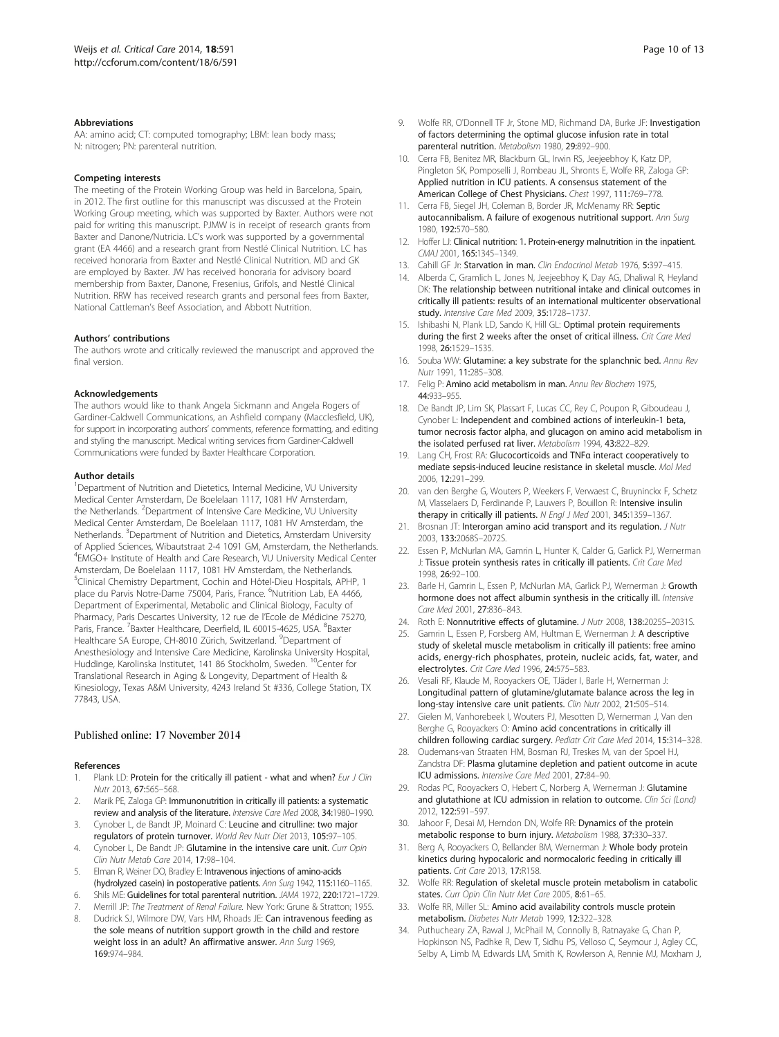#### Abbreviations

AA: amino acid; CT: computed tomography; LBM: lean body mass; N: nitrogen; PN: parenteral nutrition.

#### Competing interests

The meeting of the Protein Working Group was held in Barcelona, Spain, in 2012. The first outline for this manuscript was discussed at the Protein Working Group meeting, which was supported by Baxter. Authors were not paid for writing this manuscript. PJMW is in receipt of research grants from Baxter and Danone/Nutricia. LC's work was supported by a governmental grant (EA 4466) and a research grant from Nestlé Clinical Nutrition. LC has received honoraria from Baxter and Nestlé Clinical Nutrition. MD and GK are employed by Baxter. JW has received honoraria for advisory board membership from Baxter, Danone, Fresenius, Grifols, and Nestlé Clinical Nutrition. RRW has received research grants and personal fees from Baxter, National Cattleman's Beef Association, and Abbott Nutrition.

#### Authors' contributions

The authors wrote and critically reviewed the manuscript and approved the final version.

#### Acknowledgements

The authors would like to thank Angela Sickmann and Angela Rogers of Gardiner-Caldwell Communications, an Ashfield company (Macclesfield, UK), for support in incorporating authors' comments, reference formatting, and editing and styling the manuscript. Medical writing services from Gardiner-Caldwell Communications were funded by Baxter Healthcare Corporation.

#### Author details

[1]Department of Nutrition and Dietetics, Internal Medicine, VU University Medical Center Amsterdam, De Boelelaan 1117, 1081 HV Amsterdam, the Netherlands. [2]Department of Intensive Care Medicine, VU University Medical Center Amsterdam, De Boelelaan 1117, 1081 HV Amsterdam, the Netherlands. [3]Department of Nutrition and Dietetics, Amsterdam University of Applied Sciences, Wibautstraat 2-4 1091 GM, Amsterdam, the Netherlands. [4]EMGO+ Institute of Health and Care Research, VU University Medical Center Amsterdam, De Boelelaan 1117, 1081 HV Amsterdam, the Netherlands. [5]Clinical Chemistry Department, Cochin and Hôtel-Dieu Hospitals, APHP, 1 place du Parvis Notre-Dame 75004, Paris, France. [6]Nutrition Lab, EA 4466, Department of Experimental, Metabolic and Clinical Biology, Faculty of Pharmacy, Paris Descartes University, 12 rue de l'Ecole de Médicine 75270, Paris, France. [7]Baxter Healthcare, Deerfield, IL 60015-4625, USA. [8]Baxter Healthcare SA Europe, CH-8010 Zürich, Switzerland. [9]Department of Anesthesiology and Intensive Care Medicine, Karolinska University Hospital, Huddinge, Karolinska Institutet, 141 86 Stockholm, Sweden. [10]Center for Translational Research in Aging & Longevity, Department of Health & Kinesiology, Texas A&M University, 4243 Ireland St #336, College Station, TX 77843, USA.

Published online: 17 November 2014

#### References

1. Plank LD: **Protein for the critically ill patient - what and when?** *Eur J Clin Nutr* 2013, **67:**565–568.
2. Marik PE, Zaloga GP: **Immunonutrition in critically ill patients: a systematic review and analysis of the literature.** *Intensive Care Med* 2008, **34:**1980–1990.
3. Cynober L, de Bandt JP, Moinard C: **Leucine and citrulline: two major regulators of protein turnover.** *World Rev Nutr Diet* 2013, **105:**97–105.
4. Cynober L, De Bandt JP: **Glutamine in the intensive care unit.** *Curr Opin Clin Nutr Metab Care* 2014, **17:**98–104.
5. Elman R, Weiner DO, Bradley E: **Intravenous injections of amino-acids (hydrolyzed casein) in postoperative patients.** *Ann Surg* 1942, **115:**1160–1165.
6. Shils ME: **Guidelines for total parenteral nutrition.** *JAMA* 1972, **220:**1721–1729.
7. Merrill JP: *The Treatment of Renal Failure.* New York: Grune & Stratton; 1955.
8. Dudrick SJ, Wilmore DW, Vars HM, Rhoads JE: **Can intravenous feeding as the sole means of nutrition support growth in the child and restore weight loss in an adult? An affirmative answer.** *Ann Surg* 1969, **169:**974–984.
9. Wolfe RR, O'Donnell TF Jr, Stone MD, Richmand DA, Burke JF: **Investigation of factors determining the optimal glucose infusion rate in total parenteral nutrition.** *Metabolism* 1980, **29:**892–900.
10. Cerra FB, Benitez MR, Blackburn GL, Irwin RS, Jeejeebhoy K, Katz DP, Pingleton SK, Pomposelli J, Rombeau JL, Shronts E, Wolfe RR, Zaloga GP: **Applied nutrition in ICU patients. A consensus statement of the American College of Chest Physicians.** *Chest* 1997, **111:**769–778.
11. Cerra FB, Siegel JH, Coleman B, Border JR, McMenamy RR: **Septic autocannibalism. A failure of exogenous nutritional support.** *Ann Surg* 1980, **192:**570–580.
12. Hoffer LJ: **Clinical nutrition: 1. Protein-energy malnutrition in the inpatient.** *CMAJ* 2001, **165:**1345–1349.
13. Cahill GF Jr: **Starvation in man.** *Clin Endocrinol Metab* 1976, **5:**397–415.
14. Alberda C, Gramlich L, Jones N, Jeejeebhoy K, Day AG, Dhaliwal R, Heyland DK: **The relationship between nutritional intake and clinical outcomes in critically ill patients: results of an international multicenter observational study.** *Intensive Care Med* 2009, **35:**1728–1737.
15. Ishibashi N, Plank LD, Sando K, Hill GL: **Optimal protein requirements during the first 2 weeks after the onset of critical illness.** *Crit Care Med* 1998, **26:**1529–1535.
16. Souba WW: **Glutamine: a key substrate for the splanchnic bed.** *Annu Rev Nutr* 1991, **11:**285–308.
17. Felig P: **Amino acid metabolism in man.** *Annu Rev Biochem* 1975, **44:**933–955.
18. De Bandt JP, Lim SK, Plassart F, Lucas CC, Rey C, Poupon R, Giboudeau J, Cynober L: **Independent and combined actions of interleukin-1 beta, tumor necrosis factor alpha, and glucagon on amino acid metabolism in the isolated perfused rat liver.** *Metabolism* 1994, **43:**822–829.
19. Lang CH, Frost RA: **Glucocorticoids and TNFα interact cooperatively to mediate sepsis-induced leucine resistance in skeletal muscle.** *Mol Med* 2006, **12:**291–299.
20. van den Berghe G, Wouters P, Weekers F, Verwaest C, Bruyninckx F, Schetz M, Vlasselaers D, Ferdinande P, Lauwers P, Bouillon R: **Intensive insulin therapy in critically ill patients.** *N Engl J Med* 2001, **345:**1359–1367.
21. Brosnan JT: **Interorgan amino acid transport and its regulation.** *J Nutr* 2003, **133:**2068S–2072S.
22. Essen P, McNurlan MA, Gamrin L, Hunter K, Calder G, Garlick PJ, Wernerman J: **Tissue protein synthesis rates in critically ill patients.** *Crit Care Med* 1998, **26:**92–100.
23. Barle H, Gamrin L, Essen P, McNurlan MA, Garlick PJ, Wernerman J: **Growth hormone does not affect albumin synthesis in the critically ill.** *Intensive Care Med* 2001, **27:**836–843.
24. Roth E: **Nonnutritive effects of glutamine.** *J Nutr* 2008, **138:**2025S–2031S.
25. Gamrin L, Essen P, Forsberg AM, Hultman E, Wernerman J: **A descriptive study of skeletal muscle metabolism in critically ill patients: free amino acids, energy-rich phosphates, protein, nucleic acids, fat, water, and electrolytes.** *Crit Care Med* 1996, **24:**575–583.
26. Vesali RF, Klaude M, Rooyackers OE, TJäder I, Barle H, Wernerman J: **Longitudinal pattern of glutamine/glutamate balance across the leg in long-stay intensive care unit patients.** *Clin Nutr* 2002, **21:**505–514.
27. Gielen M, Vanhorebeek I, Wouters PJ, Mesotten D, Wernerman J, Van den Berghe G, Rooyackers O: **Amino acid concentrations in critically ill children following cardiac surgery.** *Pediatr Crit Care Med* 2014, **15:**314–328.
28. Oudemans-van Straaten HM, Bosman RJ, Treskes M, van der Spoel HJ, Zandstra DF: **Plasma glutamine depletion and patient outcome in acute ICU admissions.** *Intensive Care Med* 2001, **27:**84–90.
29. Rodas PC, Rooyackers O, Hebert C, Norberg A, Wernerman J: **Glutamine and glutathione at ICU admission in relation to outcome.** *Clin Sci (Lond)* 2012, **122:**591–597.
30. Jahoor F, Desai M, Herndon DN, Wolfe RR: **Dynamics of the protein metabolic response to burn injury.** *Metabolism* 1988, **37:**330–337.
31. Berg A, Rooyackers O, Bellander BM, Wernerman J: **Whole body protein kinetics during hypocaloric and normocaloric feeding in critically ill patients.** *Crit Care* 2013, **17:**R158.
32. Wolfe RR: **Regulation of skeletal muscle protein metabolism in catabolic states.** *Curr Opin Clin Nutr Met Care* 2005, **8:**61–65.
33. Wolfe RR, Miller SL: **Amino acid availability controls muscle protein metabolism.** *Diabetes Nutr Metab* 1999, **12:**322–328.
34. Puthucheary ZA, Rawal J, McPhail M, Connolly B, Ratnayake G, Chan P, Hopkinson NS, Padhke R, Dew T, Sidhu PS, Velloso C, Seymour J, Agley CC, Selby A, Limb M, Edwards LM, Smith K, Rowlerson A, Rennie MJ, Moxham J,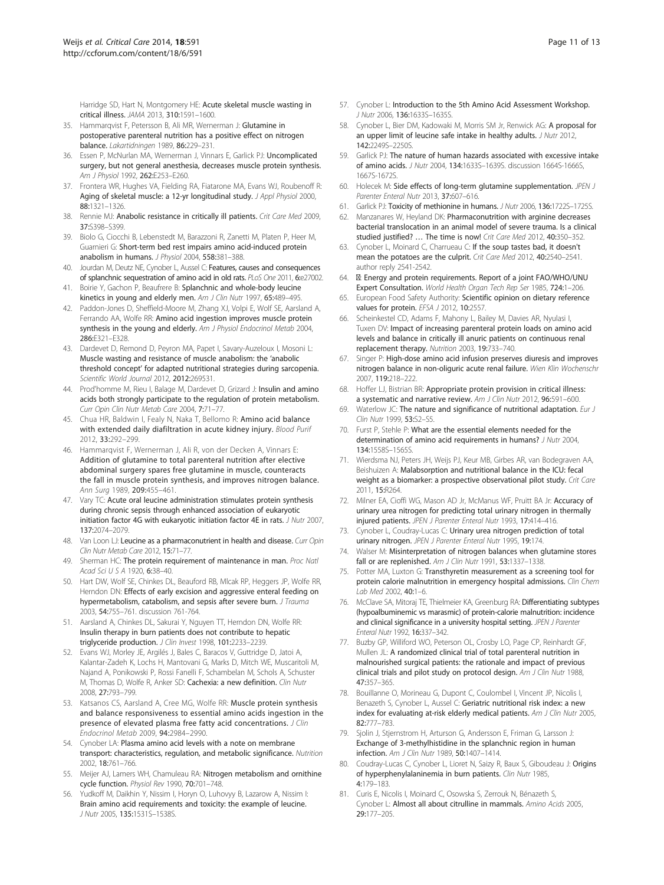Harridge SD, Hart N, Montgomery HE: **Acute skeletal muscle wasting in critical illness.** *JAMA* 2013, **310:**1591–1600.

35. Hammarqvist F, Petersson B, Ali MR, Wernerman J: **Glutamine in postoperative parenteral nutrition has a positive effect on nitrogen balance.** *Lakartidningen* 1989, **86:**229–231.
36. Essen P, McNurlan MA, Wernerman J, Vinnars E, Garlick PJ: **Uncomplicated surgery, but not general anesthesia, decreases muscle protein synthesis.** *Am J Physiol* 1992, **262:**E253–E260.
37. Frontera WR, Hughes VA, Fielding RA, Fiatarone MA, Evans WJ, Roubenoff R: **Aging of skeletal muscle: a 12-yr longitudinal study.** *J Appl Physiol* 2000, **88:**1321–1326.
38. Rennie MJ: **Anabolic resistance in critically ill patients.** *Crit Care Med* 2009, **37:**S398–S399.
39. Biolo G, Ciocchi B, Lebenstedt M, Barazzoni R, Zanetti M, Platen P, Heer M, Guarnieri G: **Short-term bed rest impairs amino acid-induced protein anabolism in humans.** *J Physiol* 2004, **558:**381–388.
40. Jourdan M, Deutz NE, Cynober L, Aussel C: **Features, causes and consequences of splanchnic sequestration of amino acid in old rats.** *PLoS One* 2011, **6:**e27002.
41. Boirie Y, Gachon P, Beaufrere B: **Splanchnic and whole-body leucine kinetics in young and elderly men.** *Am J Clin Nutr* 1997, **65:**489–495.
42. Paddon-Jones D, Sheffield-Moore M, Zhang XJ, Volpi E, Wolf SE, Aarsland A, Ferrando AA, Wolfe RR: **Amino acid ingestion improves muscle protein synthesis in the young and elderly.** *Am J Physiol Endocrinol Metab* 2004, **286:**E321–E328.
43. Dardevet D, Remond D, Peyron MA, Papet I, Savary-Auzeloux I, Mosoni L: **Muscle wasting and resistance of muscle anabolism: the 'anabolic threshold concept' for adapted nutritional strategies during sarcopenia.** *Scientific World Journal* 2012, **2012:**269531.
44. Prod'homme M, Rieu I, Balage M, Dardevet D, Grizard J: **Insulin and amino acids both strongly participate to the regulation of protein metabolism.** *Curr Opin Clin Nutr Metab Care* 2004, **7:**71–77.
45. Chua HR, Baldwin I, Fealy N, Naka T, Bellomo R: **Amino acid balance with extended daily diafiltration in acute kidney injury.** *Blood Purif* 2012, **33:**292–299.
46. Hammarqvist F, Wernerman J, Ali R, von der Decken A, Vinnars E: **Addition of glutamine to total parenteral nutrition after elective abdominal surgery spares free glutamine in muscle, counteracts the fall in muscle protein synthesis, and improves nitrogen balance.** *Ann Surg* 1989, **209:**455–461.
47. Vary TC: **Acute oral leucine administration stimulates protein synthesis during chronic sepsis through enhanced association of eukaryotic initiation factor 4G with eukaryotic initiation factor 4E in rats.** *J Nutr* 2007, **137:**2074–2079.
48. Van Loon LJ: **Leucine as a pharmaconutrient in health and disease.** *Curr Opin Clin Nutr Metab Care* 2012, **15:**71–77.
49. Sherman HC: **The protein requirement of maintenance in man.** *Proc Natl Acad Sci U S A* 1920, **6:**38–40.
50. Hart DW, Wolf SE, Chinkes DL, Beauford RB, Mlcak RP, Heggers JP, Wolfe RR, Herndon DN: **Effects of early excision and aggressive enteral feeding on hypermetabolism, catabolism, and sepsis after severe burn.** *J Trauma* 2003, **54:**755–761. discussion 761-764.
51. Aarsland A, Chinkes DL, Sakurai Y, Nguyen TT, Herndon DN, Wolfe RR: **Insulin therapy in burn patients does not contribute to hepatic triglyceride production.** *J Clin Invest* 1998, **101:**2233–2239.
52. Evans WJ, Morley JE, Argilés J, Bales C, Baracos V, Guttridge D, Jatoi A, Kalantar-Zadeh K, Lochs H, Mantovani G, Marks D, Mitch WE, Muscaritoli M, Najand A, Ponikowski P, Rossi Fanelli F, Schambelan M, Schols A, Schuster M, Thomas D, Wolfe R, Anker SD: **Cachexia: a new definition.** *Clin Nutr* 2008, **27:**793–799.
53. Katsanos CS, Aarsland A, Cree MG, Wolfe RR: **Muscle protein synthesis and balance responsiveness to essential amino acids ingestion in the presence of elevated plasma free fatty acid concentrations.** *J Clin Endocrinol Metab* 2009, **94:**2984–2990.
54. Cynober LA: **Plasma amino acid levels with a note on membrane transport: characteristics, regulation, and metabolic significance.** *Nutrition* 2002, **18:**761–766.
55. Meijer AJ, Lamers WH, Chamuleau RA: **Nitrogen metabolism and ornithine cycle function.** *Physiol Rev* 1990, **70:**701–748.
56. Yudkoff M, Daikhin Y, Nissim I, Horyn O, Luhovyy B, Lazarow A, Nissim I: **Brain amino acid requirements and toxicity: the example of leucine.** *J Nutr* 2005, **135:**1531S–1538S.
57. Cynober L: **Introduction to the 5th Amino Acid Assessment Workshop.** *J Nutr* 2006, **136:**1633S–1635S.
58. Cynober L, Bier DM, Kadowaki M, Morris SM Jr, Renwick AG: **A proposal for an upper limit of leucine safe intake in healthy adults.** *J Nutr* 2012, **142:**2249S–2250S.
59. Garlick PJ: **The nature of human hazards associated with excessive intake of amino acids.** *J Nutr* 2004, **134:**1633S–1639S. discussion 1664S-1666S, 1667S-1672S.
60. Holecek M: **Side effects of long-term glutamine supplementation.** *JPEN J Parenter Enteral Nutr* 2013, **37:**607–616.
61. Garlick PJ: **Toxicity of methionine in humans.** *J Nutr* 2006, **136:**1722S–1725S.
62. Manzanares W, Heyland DK: **Pharmaconutrition with arginine decreases bacterial translocation in an animal model of severe trauma. Is a clinical studied justified? … The time is now!** *Crit Care Med* 2012, **40:**350–352.
63. Cynober L, Moinard C, Charrueau C: **If the soup tastes bad, it doesn't mean the potatoes are the culprit.** *Crit Care Med* 2012, **40:**2540–2541. author reply 2541-2542.
64. : **Energy and protein requirements. Report of a joint FAO/WHO/UNU Expert Consultation.** *World Health Organ Tech Rep Ser* 1985, **724:**1–206.
65. European Food Safety Authority: **Scientific opinion on dietary reference values for protein.** *EFSA J* 2012, **10:**2557.
66. Scheinkestel CD, Adams F, Mahony L, Bailey M, Davies AR, Nyulasi I, Tuxen DV: **Impact of increasing parenteral protein loads on amino acid levels and balance in critically ill anuric patients on continuous renal replacement therapy.** *Nutrition* 2003, **19:**733–740.
67. Singer P: **High-dose amino acid infusion preserves diuresis and improves nitrogen balance in non-oliguric acute renal failure.** *Wien Klin Wochenschr* 2007, **119:**218–222.
68. Hoffer LJ, Bistrian BR: **Appropriate protein provision in critical illness: a systematic and narrative review.** *Am J Clin Nutr* 2012, **96:**591–600.
69. Waterlow JC: **The nature and significance of nutritional adaptation.** *Eur J Clin Nutr* 1999, **53:**S2–S5.
70. Furst P, Stehle P: **What are the essential elements needed for the determination of amino acid requirements in humans?** *J Nutr* 2004, **134:**1558S–1565S.
71. Wierdsma NJ, Peters JH, Weijs PJ, Keur MB, Girbes AR, van Bodegraven AA, Beishuizen A: **Malabsorption and nutritional balance in the ICU: fecal weight as a biomarker: a prospective observational pilot study.** *Crit Care* 2011, **15:**R264.
72. Milner EA, Cioffi WG, Mason AD Jr, McManus WF, Pruitt BA Jr: **Accuracy of urinary urea nitrogen for predicting total urinary nitrogen in thermally injured patients.** *JPEN J Parenter Enteral Nutr* 1993, **17:**414–416.
73. Cynober L, Coudray-Lucas C: **Urinary urea nitrogen prediction of total urinary nitrogen.** *JPEN J Parenter Enteral Nutr* 1995, **19:**174.
74. Walser M: **Misinterpretation of nitrogen balances when glutamine stores fall or are replenished.** *Am J Clin Nutr* 1991, **53:**1337–1338.
75. Potter MA, Luxton G: **Transthyretin measurement as a screening tool for protein calorie malnutrition in emergency hospital admissions.** *Clin Chem Lab Med* 2002, **40:**1–6.
76. McClave SA, Mitoraj TE, Thielmeier KA, Greenburg RA: **Differentiating subtypes (hypoalbuminemic vs marasmic) of protein-calorie malnutrition: incidence and clinical significance in a university hospital setting.** *JPEN J Parenter Enteral Nutr* 1992, **16:**337–342.
77. Buzby GP, Williford WO, Peterson OL, Crosby LO, Page CP, Reinhardt GF, Mullen JL: **A randomized clinical trial of total parenteral nutrition in malnourished surgical patients: the rationale and impact of previous clinical trials and pilot study on protocol design.** *Am J Clin Nutr* 1988, **47:**357–365.
78. Bouillanne O, Morineau G, Dupont C, Coulombel I, Vincent JP, Nicolis I, Benazeth S, Cynober L, Aussel C: **Geriatric nutritional risk index: a new index for evaluating at-risk elderly medical patients.** *Am J Clin Nutr* 2005, **82:**777–783.
79. Sjolin J, Stjernstrom H, Arturson G, Andersson E, Friman G, Larsson J: **Exchange of 3-methylhistidine in the splanchnic region in human infection.** *Am J Clin Nutr* 1989, **50:**1407–1414.
80. Coudray-Lucas C, Cynober L, Lioret N, Saizy R, Baux S, Giboudeau J: **Origins of hyperphenylalaninemia in burn patients.** *Clin Nutr* 1985, **4:**179–183.
81. Curis E, Nicolis I, Moinard C, Osowska S, Zerrouk N, Bénazeth S, Cynober L: **Almost all about citrulline in mammals.** *Amino Acids* 2005, **29:**177–205.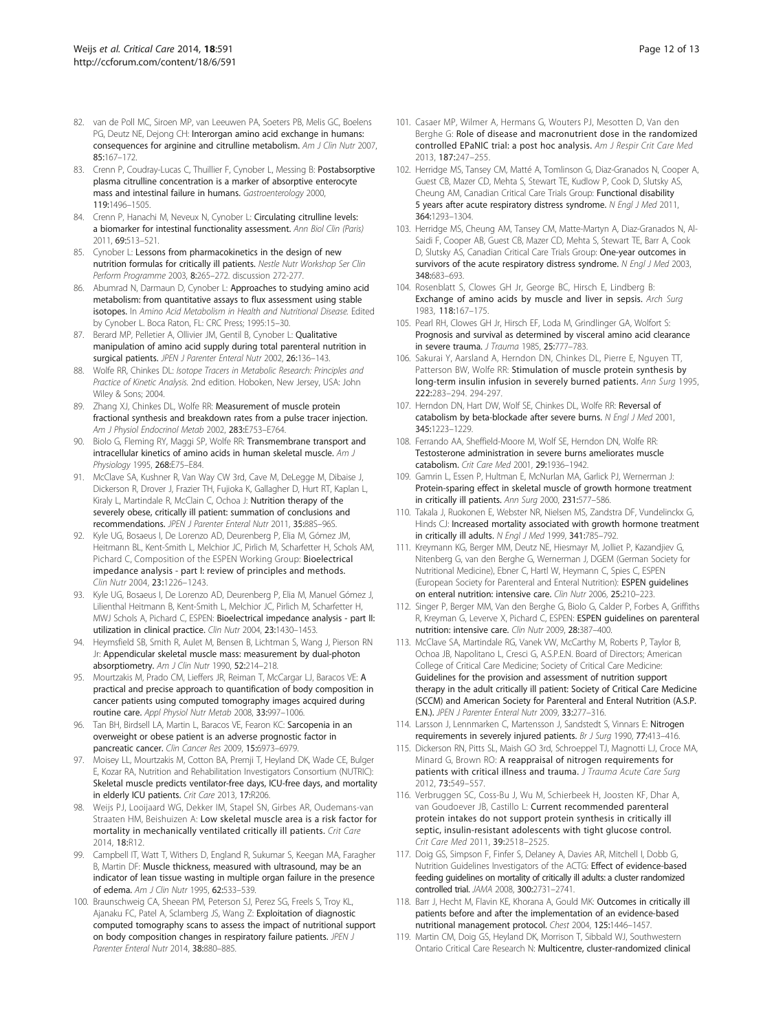82. van de Poll MC, Siroen MP, van Leeuwen PA, Soeters PB, Melis GC, Boelens PG, Deutz NE, Dejong CH: **Interorgan amino acid exchange in humans: consequences for arginine and citrulline metabolism.** *Am J Clin Nutr* 2007, **85:**167–172.
83. Crenn P, Coudray-Lucas C, Thuillier F, Cynober L, Messing B: **Postabsorptive plasma citrulline concentration is a marker of absorptive enterocyte mass and intestinal failure in humans.** *Gastroenterology* 2000, **119:**1496–1505.
84. Crenn P, Hanachi M, Neveux N, Cynober L: **Circulating citrulline levels: a biomarker for intestinal functionality assessment.** *Ann Biol Clin (Paris)* 2011, **69:**513–521.
85. Cynober L: **Lessons from pharmacokinetics in the design of new nutrition formulas for critically ill patients.** *Nestle Nutr Workshop Ser Clin Perform Programme* 2003, **8:**265–272. discussion 272-277.
86. Abumrad N, Darmaun D, Cynober L: **Approaches to studying amino acid metabolism: from quantitative assays to flux assessment using stable isotopes.** In *Amino Acid Metabolism in Health and Nutritional Disease.* Edited by Cynober L. Boca Raton, FL: CRC Press; 1995:15–30.
87. Berard MP, Pelletier A, Ollivier JM, Gentil B, Cynober L: **Qualitative manipulation of amino acid supply during total parenteral nutrition in surgical patients.** *JPEN J Parenter Enteral Nutr* 2002, **26:**136–143.
88. Wolfe RR, Chinkes DL: *Isotope Tracers in Metabolic Research: Principles and Practice of Kinetic Analysis.* 2nd edition. Hoboken, New Jersey, USA: John Wiley & Sons; 2004.
89. Zhang XJ, Chinkes DL, Wolfe RR: **Measurement of muscle protein fractional synthesis and breakdown rates from a pulse tracer injection.** *Am J Physiol Endocrinol Metab* 2002, **283:**E753–E764.
90. Biolo G, Fleming RY, Maggi SP, Wolfe RR: **Transmembrane transport and intracellular kinetics of amino acids in human skeletal muscle.** *Am J Physiology* 1995, **268:**E75–E84.
91. McClave SA, Kushner R, Van Way CW 3rd, Cave M, DeLegge M, Dibaise J, Dickerson R, Drover J, Frazier TH, Fujioka K, Gallagher D, Hurt RT, Kaplan L, Kiraly L, Martindale R, McClain C, Ochoa J: **Nutrition therapy of the severely obese, critically ill patient: summation of conclusions and recommendations.** *JPEN J Parenter Enteral Nutr* 2011, **35:**88S–96S.
92. Kyle UG, Bosaeus I, De Lorenzo AD, Deurenberg P, Elia M, Gómez JM, Heitmann BL, Kent-Smith L, Melchior JC, Pirlich M, Scharfetter H, Schols AM, Pichard C, Composition of the ESPEN Working Group: **Bioelectrical impedance analysis - part I: review of principles and methods.** *Clin Nutr* 2004, **23:**1226–1243.
93. Kyle UG, Bosaeus I, De Lorenzo AD, Deurenberg P, Elia M, Manuel Gómez J, Lilienthal Heitmann B, Kent-Smith L, Melchior JC, Pirlich M, Scharfetter H, MWJ Schols A, Pichard C, ESPEN: **Bioelectrical impedance analysis - part II: utilization in clinical practice.** *Clin Nutr* 2004, **23:**1430–1453.
94. Heymsfield SB, Smith R, Aulet M, Bensen B, Lichtman S, Wang J, Pierson RN Jr: **Appendicular skeletal muscle mass: measurement by dual-photon absorptiometry.** *Am J Clin Nutr* 1990, **52:**214–218.
95. Mourtzakis M, Prado CM, Lieffers JR, Reiman T, McCargar LJ, Baracos VE: **A practical and precise approach to quantification of body composition in cancer patients using computed tomography images acquired during routine care.** *Appl Physiol Nutr Metab* 2008, **33:**997–1006.
96. Tan BH, Birdsell LA, Martin L, Baracos VE, Fearon KC: **Sarcopenia in an overweight or obese patient is an adverse prognostic factor in pancreatic cancer.** *Clin Cancer Res* 2009, **15:**6973–6979.
97. Moisey LL, Mourtzakis M, Cotton BA, Premji T, Heyland DK, Wade CE, Bulger E, Kozar RA, Nutrition and Rehabilitation Investigators Consortium (NUTRIC): **Skeletal muscle predicts ventilator-free days, ICU-free days, and mortality in elderly ICU patients.** *Crit Care* 2013, **17:**R206.
98. Weijs PJ, Looijaard WG, Dekker IM, Stapel SN, Girbes AR, Oudemans-van Straaten HM, Beishuizen A: **Low skeletal muscle area is a risk factor for mortality in mechanically ventilated critically ill patients.** *Crit Care* 2014, **18:**R12.
99. Campbell IT, Watt T, Withers D, England R, Sukumar S, Keegan MA, Faragher B, Martin DF: **Muscle thickness, measured with ultrasound, may be an indicator of lean tissue wasting in multiple organ failure in the presence of edema.** *Am J Clin Nutr* 1995, **62:**533–539.
100. Braunschweig CA, Sheean PM, Peterson SJ, Perez SG, Freels S, Troy KL, Ajanaku FC, Patel A, Sclamberg JS, Wang Z: **Exploitation of diagnostic computed tomography scans to assess the impact of nutritional support on body composition changes in respiratory failure patients.** *JPEN J Parenter Enteral Nutr* 2014, **38:**880–885.
101. Casaer MP, Wilmer A, Hermans G, Wouters PJ, Mesotten D, Van den Berghe G: **Role of disease and macronutrient dose in the randomized controlled EPaNIC trial: a post hoc analysis.** *Am J Respir Crit Care Med* 2013, **187:**247–255.
102. Herridge MS, Tansey CM, Matté A, Tomlinson G, Diaz-Granados N, Cooper A, Guest CB, Mazer CD, Mehta S, Stewart TE, Kudlow P, Cook D, Slutsky AS, Cheung AM, Canadian Critical Care Trials Group: **Functional disability 5 years after acute respiratory distress syndrome.** *N Engl J Med* 2011, **364:**1293–1304.
103. Herridge MS, Cheung AM, Tansey CM, Matte-Martyn A, Diaz-Granados N, Al-Saidi F, Cooper AB, Guest CB, Mazer CD, Mehta S, Stewart TE, Barr A, Cook D, Slutsky AS, Canadian Critical Care Trials Group: **One-year outcomes in survivors of the acute respiratory distress syndrome.** *N Engl J Med* 2003, **348:**683–693.
104. Rosenblatt S, Clowes GH Jr, George BC, Hirsch E, Lindberg B: **Exchange of amino acids by muscle and liver in sepsis.** *Arch Surg* 1983, **118:**167–175.
105. Pearl RH, Clowes GH Jr, Hirsch EF, Loda M, Grindlinger GA, Wolfort S: **Prognosis and survival as determined by visceral amino acid clearance in severe trauma.** *J Trauma* 1985, **25:**777–783.
106. Sakurai Y, Aarsland A, Herndon DN, Chinkes DL, Pierre E, Nguyen TT, Patterson BW, Wolfe RR: **Stimulation of muscle protein synthesis by long-term insulin infusion in severely burned patients.** *Ann Surg* 1995, **222:**283–294. 294-297.
107. Herndon DN, Hart DW, Wolf SE, Chinkes DL, Wolfe RR: **Reversal of catabolism by beta-blockade after severe burns.** *N Engl J Med* 2001, **345:**1223–1229.
108. Ferrando AA, Sheffield-Moore M, Wolf SE, Herndon DN, Wolfe RR: **Testosterone administration in severe burns ameliorates muscle catabolism.** *Crit Care Med* 2001, **29:**1936–1942.
109. Gamrin L, Essen P, Hultman E, McNurlan MA, Garlick PJ, Wernerman J: **Protein-sparing effect in skeletal muscle of growth hormone treatment in critically ill patients.** *Ann Surg* 2000, **231:**577–586.
110. Takala J, Ruokonen E, Webster NR, Nielsen MS, Zandstra DF, Vundelinckx G, Hinds CJ: **Increased mortality associated with growth hormone treatment in critically ill adults.** *N Engl J Med* 1999, **341:**785–792.
111. Kreymann KG, Berger MM, Deutz NE, Hiesmayr M, Jolliet P, Kazandjiev G, Nitenberg G, van den Berghe G, Wernerman J, DGEM (German Society for Nutritional Medicine), Ebner C, Hartl W, Heymann C, Spies C, ESPEN (European Society for Parenteral and Enteral Nutrition): **ESPEN guidelines on enteral nutrition: intensive care.** *Clin Nutr* 2006, **25:**210–223.
112. Singer P, Berger MM, Van den Berghe G, Biolo G, Calder P, Forbes A, Griffiths R, Kreyman G, Leverve X, Pichard C, ESPEN: **ESPEN guidelines on parenteral nutrition: intensive care.** *Clin Nutr* 2009, **28:**387–400.
113. McClave SA, Martindale RG, Vanek VW, McCarthy M, Roberts P, Taylor B, Ochoa JB, Napolitano L, Cresci G, A.S.P.E.N. Board of Directors; American College of Critical Care Medicine; Society of Critical Care Medicine: **Guidelines for the provision and assessment of nutrition support therapy in the adult critically ill patient: Society of Critical Care Medicine (SCCM) and American Society for Parenteral and Enteral Nutrition (A.S.P.E.N.).** *JPEN J Parenter Enteral Nutr* 2009, **33:**277–316.
114. Larsson J, Lennmarken C, Martensson J, Sandstedt S, Vinnars E: **Nitrogen requirements in severely injured patients.** *Br J Surg* 1990, **77:**413–416.
115. Dickerson RN, Pitts SL, Maish GO 3rd, Schroeppel TJ, Magnotti LJ, Croce MA, Minard G, Brown RO: **A reappraisal of nitrogen requirements for patients with critical illness and trauma.** *J Trauma Acute Care Surg* 2012, **73:**549–557.
116. Verbruggen SC, Coss-Bu J, Wu M, Schierbeek H, Joosten KF, Dhar A, van Goudoever JB, Castillo L: **Current recommended parenteral protein intakes do not support protein synthesis in critically ill septic, insulin-resistant adolescents with tight glucose control.** *Crit Care Med* 2011, **39:**2518–2525.
117. Doig GS, Simpson F, Finfer S, Delaney A, Davies AR, Mitchell I, Dobb G, Nutrition Guidelines Investigators of the ACTG: **Effect of evidence-based feeding guidelines on mortality of critically ill adults: a cluster randomized controlled trial.** *JAMA* 2008, **300:**2731–2741.
118. Barr J, Hecht M, Flavin KE, Khorana A, Gould MK: **Outcomes in critically ill patients before and after the implementation of an evidence-based nutritional management protocol.** *Chest* 2004, **125:**1446–1457.
119. Martin CM, Doig GS, Heyland DK, Morrison T, Sibbald WJ, Southwestern Ontario Critical Care Research N: **Multicentre, cluster-randomized clinical**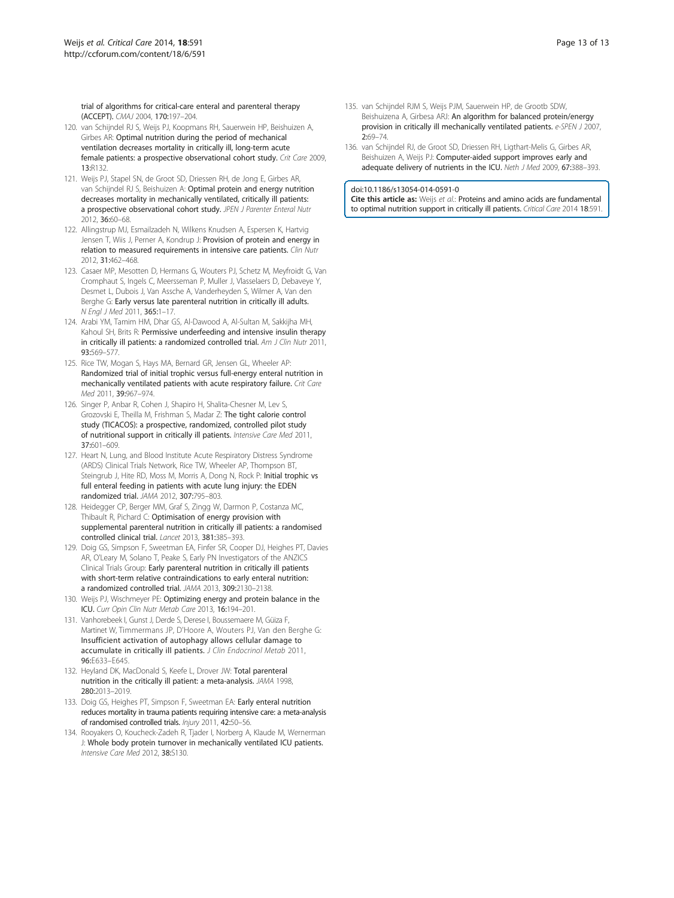trial of algorithms for critical-care enteral and parenteral therapy (ACCEPT). *CMAJ* 2004, **170**:197–204.

120. van Schijndel RJ S, Weijs PJ, Koopmans RH, Sauerwein HP, Beishuizen A, Girbes AR: **Optimal nutrition during the period of mechanical ventilation decreases mortality in critically ill, long-term acute female patients: a prospective observational cohort study.** *Crit Care* 2009, **13**:R132.
121. Weijs PJ, Stapel SN, de Groot SD, Driessen RH, de Jong E, Girbes AR, van Schijndel RJ S, Beishuizen A: **Optimal protein and energy nutrition decreases mortality in mechanically ventilated, critically ill patients: a prospective observational cohort study.** *JPEN J Parenter Enteral Nutr* 2012, **36**:60–68.
122. Allingstrup MJ, Esmailzadeh N, Wilkens Knudsen A, Espersen K, Hartvig Jensen T, Wiis J, Perner A, Kondrup J: **Provision of protein and energy in relation to measured requirements in intensive care patients.** *Clin Nutr* 2012, **31**:462–468.
123. Casaer MP, Mesotten D, Hermans G, Wouters PJ, Schetz M, Meyfroidt G, Van Cromphaut S, Ingels C, Meersseman P, Muller J, Vlasselaers D, Debaveye Y, Desmet L, Dubois J, Van Assche A, Vanderheyden S, Wilmer A, Van den Berghe G: **Early versus late parenteral nutrition in critically ill adults.** *N Engl J Med* 2011, **365**:1–17.
124. Arabi YM, Tamim HM, Dhar GS, Al-Dawood A, Al-Sultan M, Sakkijha MH, Kahoul SH, Brits R: **Permissive underfeeding and intensive insulin therapy in critically ill patients: a randomized controlled trial.** *Am J Clin Nutr* 2011, **93**:569–577.
125. Rice TW, Mogan S, Hays MA, Bernard GR, Jensen GL, Wheeler AP: **Randomized trial of initial trophic versus full-energy enteral nutrition in mechanically ventilated patients with acute respiratory failure.** *Crit Care Med* 2011, **39**:967–974.
126. Singer P, Anbar R, Cohen J, Shapiro H, Shalita-Chesner M, Lev S, Grozovski E, Theilla M, Frishman S, Madar Z: **The tight calorie control study (TICACOS): a prospective, randomized, controlled pilot study of nutritional support in critically ill patients.** *Intensive Care Med* 2011, **37**:601–609.
127. Heart N, Lung, and Blood Institute Acute Respiratory Distress Syndrome (ARDS) Clinical Trials Network, Rice TW, Wheeler AP, Thompson BT, Steingrub J, Hite RD, Moss M, Morris A, Dong N, Rock P: **Initial trophic vs full enteral feeding in patients with acute lung injury: the EDEN randomized trial.** *JAMA* 2012, **307**:795–803.
128. Heidegger CP, Berger MM, Graf S, Zingg W, Darmon P, Costanza MC, Thibault R, Pichard C: **Optimisation of energy provision with supplemental parenteral nutrition in critically ill patients: a randomised controlled clinical trial.** *Lancet* 2013, **381**:385–393.
129. Doig GS, Simpson F, Sweetman EA, Finfer SR, Cooper DJ, Heighes PT, Davies AR, O'Leary M, Solano T, Peake S, Early PN Investigators of the ANZICS Clinical Trials Group: **Early parenteral nutrition in critically ill patients with short-term relative contraindications to early enteral nutrition: a randomized controlled trial.** *JAMA* 2013, **309**:2130–2138.
130. Weijs PJ, Wischmeyer PE: **Optimizing energy and protein balance in the ICU.** *Curr Opin Clin Nutr Metab Care* 2013, **16**:194–201.
131. Vanhorebeek I, Gunst J, Derde S, Derese I, Boussemaere M, Güiza F, Martinet W, Timmermans JP, D'Hoore A, Wouters PJ, Van den Berghe G: **Insufficient activation of autophagy allows cellular damage to accumulate in critically ill patients.** *J Clin Endocrinol Metab* 2011, **96**:E633–E645.
132. Heyland DK, MacDonald S, Keefe L, Drover JW: **Total parenteral nutrition in the critically ill patient: a meta-analysis.** *JAMA* 1998, **280**:2013–2019.
133. Doig GS, Heighes PT, Simpson F, Sweetman EA: **Early enteral nutrition reduces mortality in trauma patients requiring intensive care: a meta-analysis of randomised controlled trials.** *Injury* 2011, **42**:50–56.
134. Rooyakers O, Koucheck-Zadeh R, Tjader I, Norberg A, Klaude M, Wernerman J: **Whole body protein turnover in mechanically ventilated ICU patients.** *Intensive Care Med* 2012, **38**:S130.
135. van Schijndel RJM S, Weijs PJM, Sauerwein HP, de Grootb SDW, Beishuizena A, Girbesa ARJ: **An algorithm for balanced protein/energy provision in critically ill mechanically ventilated patients.** *e-SPEN J* 2007, **2**:69–74.
136. van Schijndel RJ, de Groot SD, Driessen RH, Ligthart-Melis G, Girbes AR, Beishuizen A, Weijs PJ: **Computer-aided support improves early and adequate delivery of nutrients in the ICU.** *Neth J Med* 2009, **67**:388–393.

doi:10.1186/s13054-014-0591-0

**Cite this article as:** Weijs *et al.*: Proteins and amino acids are fundamental to optimal nutrition support in critically ill patients. *Critical Care* 2014 **18**:591.